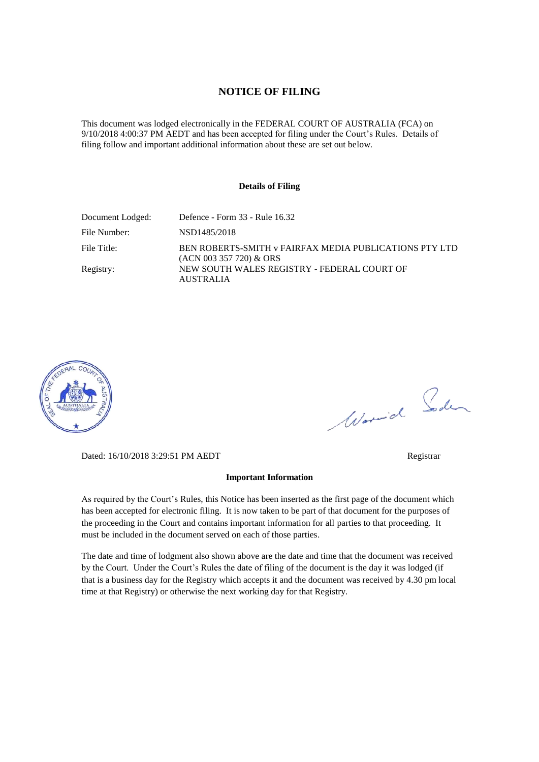# NOTICE OF FILING

This document was lodged electronically in the FEDERAL COURT OF AUSTRALIA (FCA) on 9/10/2018 4:00:37 PM AEDT and has been accepted for filing under the Court's Rules. Details of filing follow and important additional information about these are set out below.

**Details of Filing**

| | |
|---|---|
| Document Lodged: | Defence - Form 33 - Rule 16.32 |
| File Number: | NSD1485/2018 |
| File Title: | BEN ROBERTS-SMITH v FAIRFAX MEDIA PUBLICATIONS PTY LTD (ACN 003 357 720) & ORS |
| Registry: | NEW SOUTH WALES REGISTRY - FEDERAL COURT OF AUSTRALIA |

Dated: 16/10/2018 3:29:51 PM AEDT

Registrar

**Important Information**

As required by the Court's Rules, this Notice has been inserted as the first page of the document which has been accepted for electronic filing. It is now taken to be part of that document for the purposes of the proceeding in the Court and contains important information for all parties to that proceeding. It must be included in the document served on each of those parties.

The date and time of lodgment also shown above are the date and time that the document was received by the Court. Under the Court's Rules the date of filing of the document is the day it was lodged (if that is a business day for the Registry which accepts it and the document was received by 4.30 pm local time at that Registry) or otherwise the next working day for that Registry.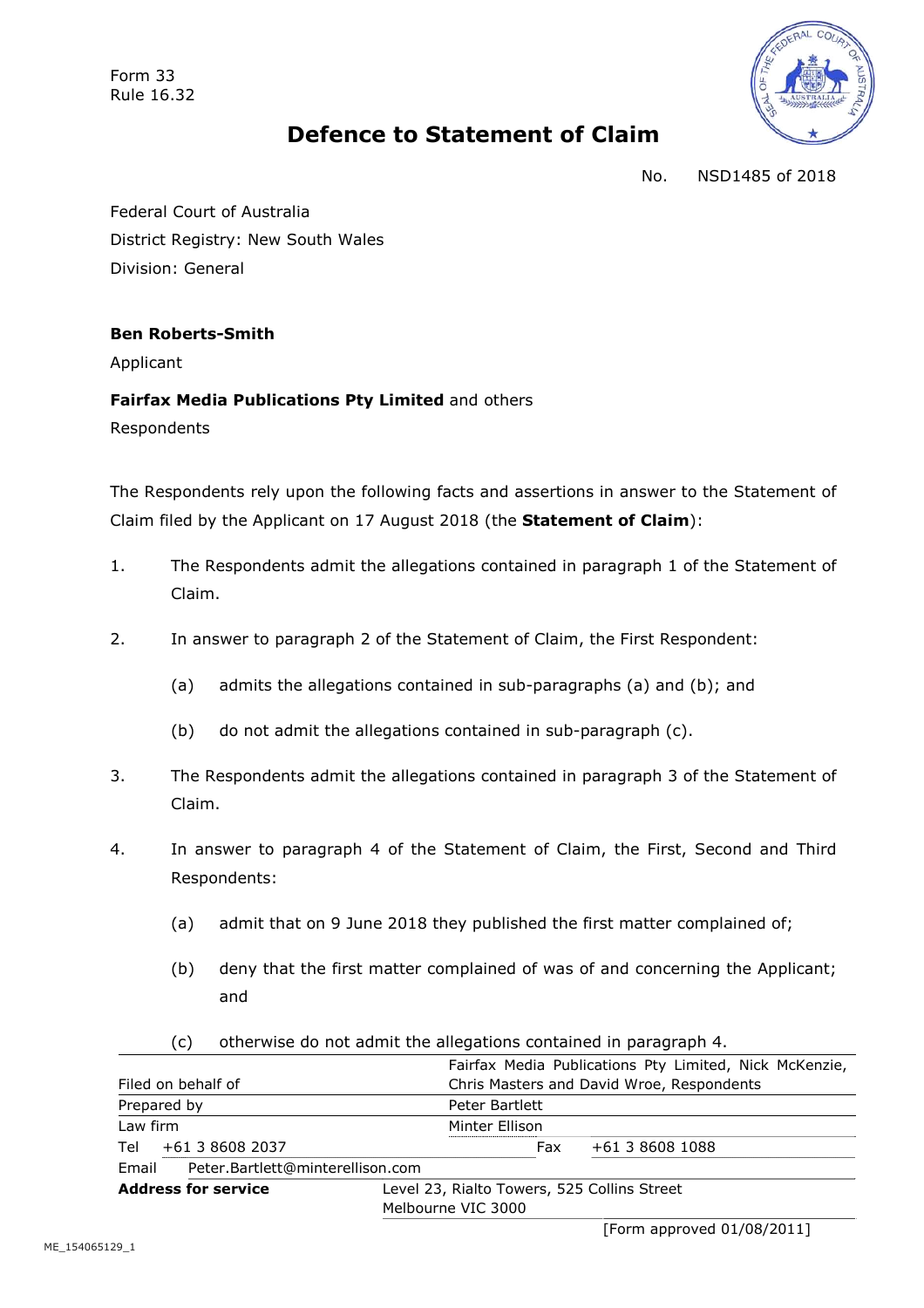Form 33
Rule 16.32

# Defence to Statement of Claim

No. NSD1485 of 2018

Federal Court of Australia
District Registry: New South Wales
Division: General

**Ben Roberts-Smith**
Applicant

**Fairfax Media Publications Pty Limited** and others
Respondents

The Respondents rely upon the following facts and assertions in answer to the Statement of Claim filed by the Applicant on 17 August 2018 (the **Statement of Claim**):

1. The Respondents admit the allegations contained in paragraph 1 of the Statement of Claim.

2. In answer to paragraph 2 of the Statement of Claim, the First Respondent:

   (a) admits the allegations contained in sub-paragraphs (a) and (b); and

   (b) do not admit the allegations contained in sub-paragraph (c).

3. The Respondents admit the allegations contained in paragraph 3 of the Statement of Claim.

4. In answer to paragraph 4 of the Statement of Claim, the First, Second and Third Respondents:

   (a) admit that on 9 June 2018 they published the first matter complained of;

   (b) deny that the first matter complained of was of and concerning the Applicant; and

   (c) otherwise do not admit the allegations contained in paragraph 4.

| | |
|---|---|
| Filed on behalf of | Fairfax Media Publications Pty Limited, Nick McKenzie, Chris Masters and David Wroe, Respondents |
| Prepared by | Peter Bartlett |
| Law firm | Minter Ellison |
| Tel +61 3 8608 2037 | Fax +61 3 8608 1088 |
| Email Peter.Bartlett@minterellison.com | |
| **Address for service** | Level 23, Rialto Towers, 525 Collins Street Melbourne VIC 3000 |

[Form approved 01/08/2011]

ME_154065129_1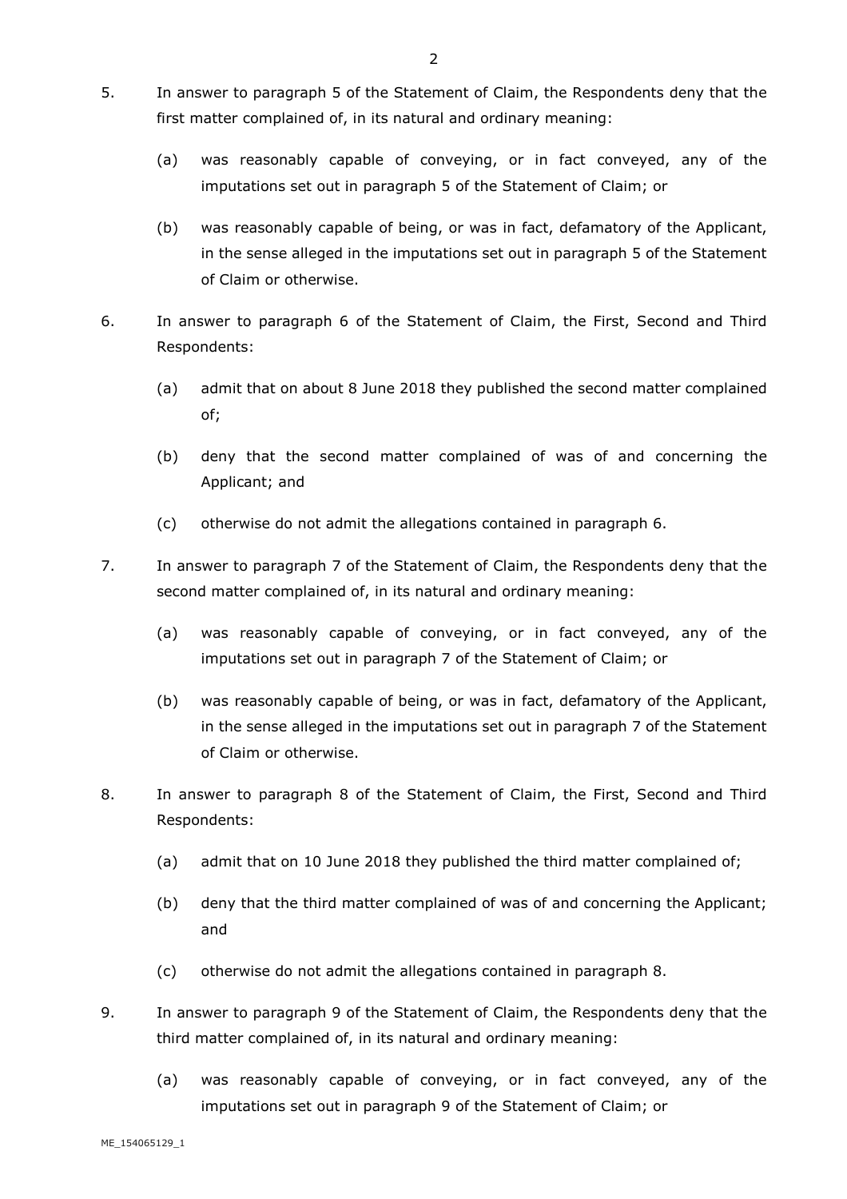5. In answer to paragraph 5 of the Statement of Claim, the Respondents deny that the first matter complained of, in its natural and ordinary meaning:

   (a) was reasonably capable of conveying, or in fact conveyed, any of the imputations set out in paragraph 5 of the Statement of Claim; or

   (b) was reasonably capable of being, or was in fact, defamatory of the Applicant, in the sense alleged in the imputations set out in paragraph 5 of the Statement of Claim or otherwise.

6. In answer to paragraph 6 of the Statement of Claim, the First, Second and Third Respondents:

   (a) admit that on about 8 June 2018 they published the second matter complained of;

   (b) deny that the second matter complained of was of and concerning the Applicant; and

   (c) otherwise do not admit the allegations contained in paragraph 6.

7. In answer to paragraph 7 of the Statement of Claim, the Respondents deny that the second matter complained of, in its natural and ordinary meaning:

   (a) was reasonably capable of conveying, or in fact conveyed, any of the imputations set out in paragraph 7 of the Statement of Claim; or

   (b) was reasonably capable of being, or was in fact, defamatory of the Applicant, in the sense alleged in the imputations set out in paragraph 7 of the Statement of Claim or otherwise.

8. In answer to paragraph 8 of the Statement of Claim, the First, Second and Third Respondents:

   (a) admit that on 10 June 2018 they published the third matter complained of;

   (b) deny that the third matter complained of was of and concerning the Applicant; and

   (c) otherwise do not admit the allegations contained in paragraph 8.

9. In answer to paragraph 9 of the Statement of Claim, the Respondents deny that the third matter complained of, in its natural and ordinary meaning:

   (a) was reasonably capable of conveying, or in fact conveyed, any of the imputations set out in paragraph 9 of the Statement of Claim; or

ME_154065129_1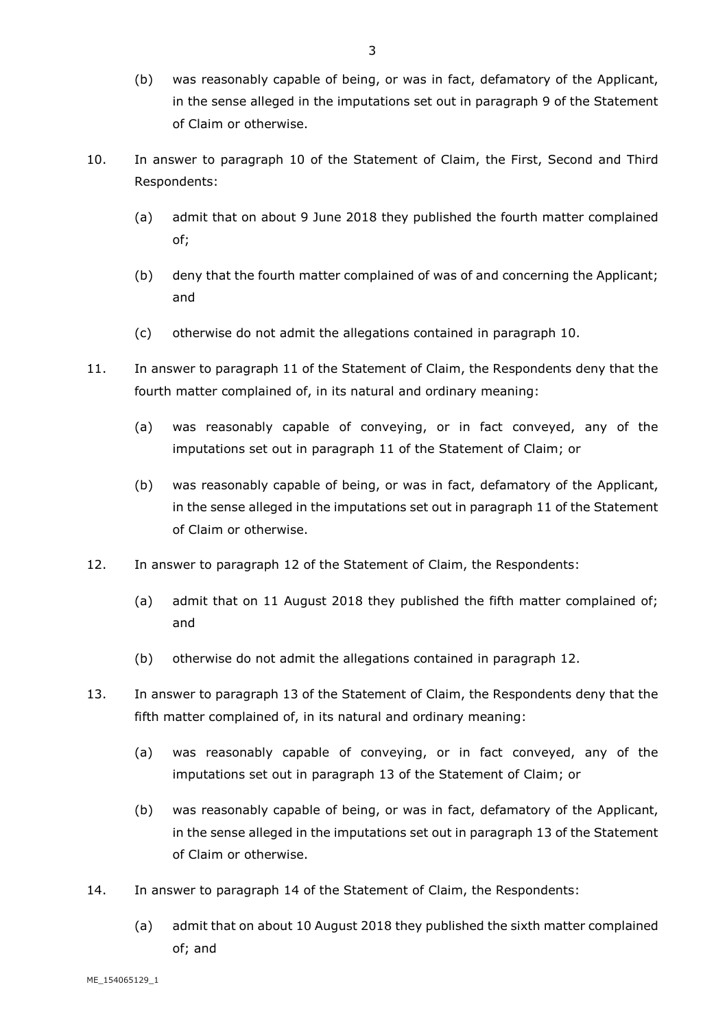(b) was reasonably capable of being, or was in fact, defamatory of the Applicant, in the sense alleged in the imputations set out in paragraph 9 of the Statement of Claim or otherwise.

10. In answer to paragraph 10 of the Statement of Claim, the First, Second and Third Respondents:

    (a) admit that on about 9 June 2018 they published the fourth matter complained of;

    (b) deny that the fourth matter complained of was of and concerning the Applicant; and

    (c) otherwise do not admit the allegations contained in paragraph 10.

11. In answer to paragraph 11 of the Statement of Claim, the Respondents deny that the fourth matter complained of, in its natural and ordinary meaning:

    (a) was reasonably capable of conveying, or in fact conveyed, any of the imputations set out in paragraph 11 of the Statement of Claim; or

    (b) was reasonably capable of being, or was in fact, defamatory of the Applicant, in the sense alleged in the imputations set out in paragraph 11 of the Statement of Claim or otherwise.

12. In answer to paragraph 12 of the Statement of Claim, the Respondents:

    (a) admit that on 11 August 2018 they published the fifth matter complained of; and

    (b) otherwise do not admit the allegations contained in paragraph 12.

13. In answer to paragraph 13 of the Statement of Claim, the Respondents deny that the fifth matter complained of, in its natural and ordinary meaning:

    (a) was reasonably capable of conveying, or in fact conveyed, any of the imputations set out in paragraph 13 of the Statement of Claim; or

    (b) was reasonably capable of being, or was in fact, defamatory of the Applicant, in the sense alleged in the imputations set out in paragraph 13 of the Statement of Claim or otherwise.

14. In answer to paragraph 14 of the Statement of Claim, the Respondents:

    (a) admit that on about 10 August 2018 they published the sixth matter complained of; and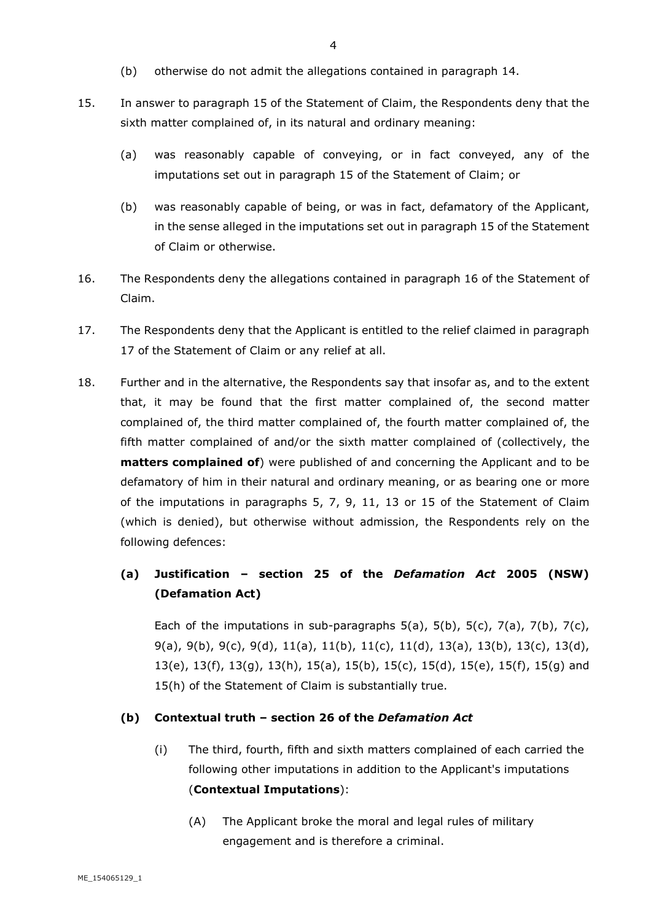(b) otherwise do not admit the allegations contained in paragraph 14.

15. In answer to paragraph 15 of the Statement of Claim, the Respondents deny that the sixth matter complained of, in its natural and ordinary meaning:

    (a) was reasonably capable of conveying, or in fact conveyed, any of the imputations set out in paragraph 15 of the Statement of Claim; or

    (b) was reasonably capable of being, or was in fact, defamatory of the Applicant, in the sense alleged in the imputations set out in paragraph 15 of the Statement of Claim or otherwise.

16. The Respondents deny the allegations contained in paragraph 16 of the Statement of Claim.

17. The Respondents deny that the Applicant is entitled to the relief claimed in paragraph 17 of the Statement of Claim or any relief at all.

18. Further and in the alternative, the Respondents say that insofar as, and to the extent that, it may be found that the first matter complained of, the second matter complained of, the third matter complained of, the fourth matter complained of, the fifth matter complained of and/or the sixth matter complained of (collectively, the **matters complained of**) were published of and concerning the Applicant and to be defamatory of him in their natural and ordinary meaning, or as bearing one or more of the imputations in paragraphs 5, 7, 9, 11, 13 or 15 of the Statement of Claim (which is denied), but otherwise without admission, the Respondents rely on the following defences:

    **(a) Justification – section 25 of the *Defamation Act* 2005 (NSW) (Defamation Act)**

    Each of the imputations in sub-paragraphs 5(a), 5(b), 5(c), 7(a), 7(b), 7(c), 9(a), 9(b), 9(c), 9(d), 11(a), 11(b), 11(c), 11(d), 13(a), 13(b), 13(c), 13(d), 13(e), 13(f), 13(g), 13(h), 15(a), 15(b), 15(c), 15(d), 15(e), 15(f), 15(g) and 15(h) of the Statement of Claim is substantially true.

    **(b) Contextual truth – section 26 of the *Defamation Act***

    (i) The third, fourth, fifth and sixth matters complained of each carried the following other imputations in addition to the Applicant's imputations (**Contextual Imputations**):

    (A) The Applicant broke the moral and legal rules of military engagement and is therefore a criminal.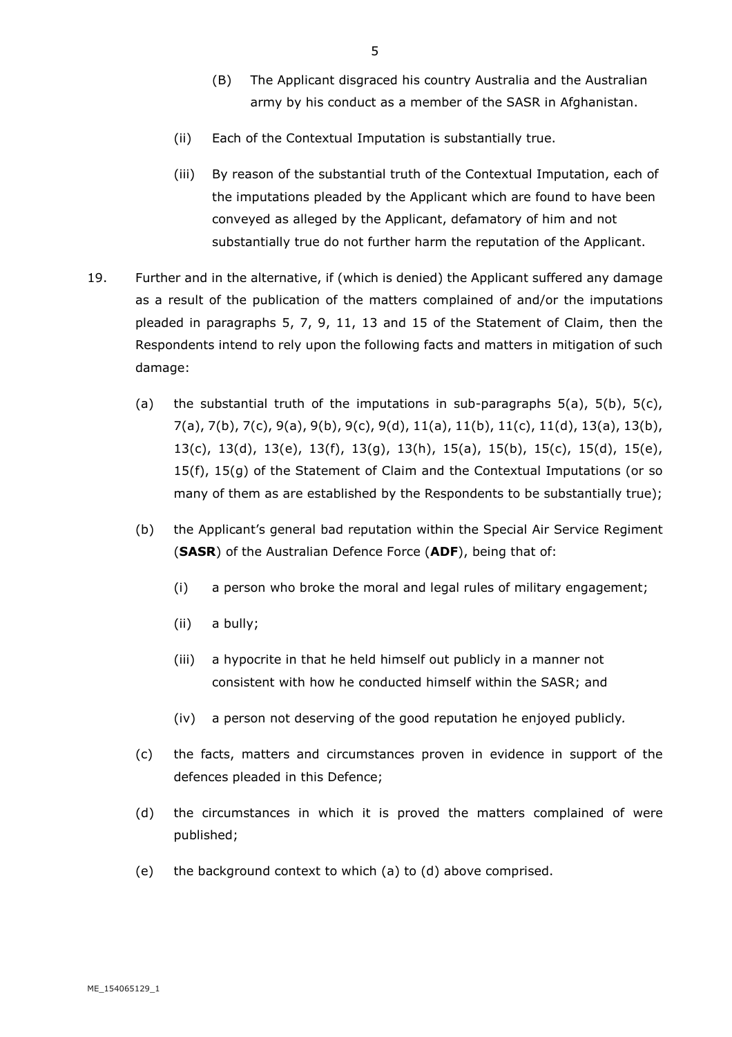(B) The Applicant disgraced his country Australia and the Australian army by his conduct as a member of the SASR in Afghanistan.

(ii) Each of the Contextual Imputation is substantially true.

(iii) By reason of the substantial truth of the Contextual Imputation, each of the imputations pleaded by the Applicant which are found to have been conveyed as alleged by the Applicant, defamatory of him and not substantially true do not further harm the reputation of the Applicant.

19. Further and in the alternative, if (which is denied) the Applicant suffered any damage as a result of the publication of the matters complained of and/or the imputations pleaded in paragraphs 5, 7, 9, 11, 13 and 15 of the Statement of Claim, then the Respondents intend to rely upon the following facts and matters in mitigation of such damage:

   (a) the substantial truth of the imputations in sub-paragraphs 5(a), 5(b), 5(c), 7(a), 7(b), 7(c), 9(a), 9(b), 9(c), 9(d), 11(a), 11(b), 11(c), 11(d), 13(a), 13(b), 13(c), 13(d), 13(e), 13(f), 13(g), 13(h), 15(a), 15(b), 15(c), 15(d), 15(e), 15(f), 15(g) of the Statement of Claim and the Contextual Imputations (or so many of them as are established by the Respondents to be substantially true);

   (b) the Applicant's general bad reputation within the Special Air Service Regiment (**SASR**) of the Australian Defence Force (**ADF**), being that of:

      (i) a person who broke the moral and legal rules of military engagement;

      (ii) a bully;

      (iii) a hypocrite in that he held himself out publicly in a manner not consistent with how he conducted himself within the SASR; and

      (iv) a person not deserving of the good reputation he enjoyed publicly.

   (c) the facts, matters and circumstances proven in evidence in support of the defences pleaded in this Defence;

   (d) the circumstances in which it is proved the matters complained of were published;

   (e) the background context to which (a) to (d) above comprised.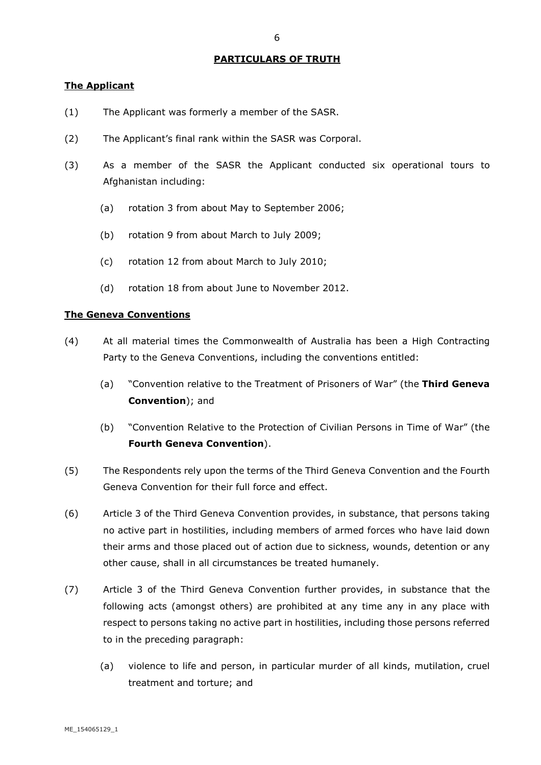**PARTICULARS OF TRUTH**

**The Applicant**

(1) The Applicant was formerly a member of the SASR.

(2) The Applicant's final rank within the SASR was Corporal.

(3) As a member of the SASR the Applicant conducted six operational tours to Afghanistan including:

(a) rotation 3 from about May to September 2006;

(b) rotation 9 from about March to July 2009;

(c) rotation 12 from about March to July 2010;

(d) rotation 18 from about June to November 2012.

**The Geneva Conventions**

(4) At all material times the Commonwealth of Australia has been a High Contracting Party to the Geneva Conventions, including the conventions entitled:

(a) "Convention relative to the Treatment of Prisoners of War" (the **Third Geneva Convention**); and

(b) "Convention Relative to the Protection of Civilian Persons in Time of War" (the **Fourth Geneva Convention**).

(5) The Respondents rely upon the terms of the Third Geneva Convention and the Fourth Geneva Convention for their full force and effect.

(6) Article 3 of the Third Geneva Convention provides, in substance, that persons taking no active part in hostilities, including members of armed forces who have laid down their arms and those placed out of action due to sickness, wounds, detention or any other cause, shall in all circumstances be treated humanely.

(7) Article 3 of the Third Geneva Convention further provides, in substance that the following acts (amongst others) are prohibited at any time any in any place with respect to persons taking no active part in hostilities, including those persons referred to in the preceding paragraph:

(a) violence to life and person, in particular murder of all kinds, mutilation, cruel treatment and torture; and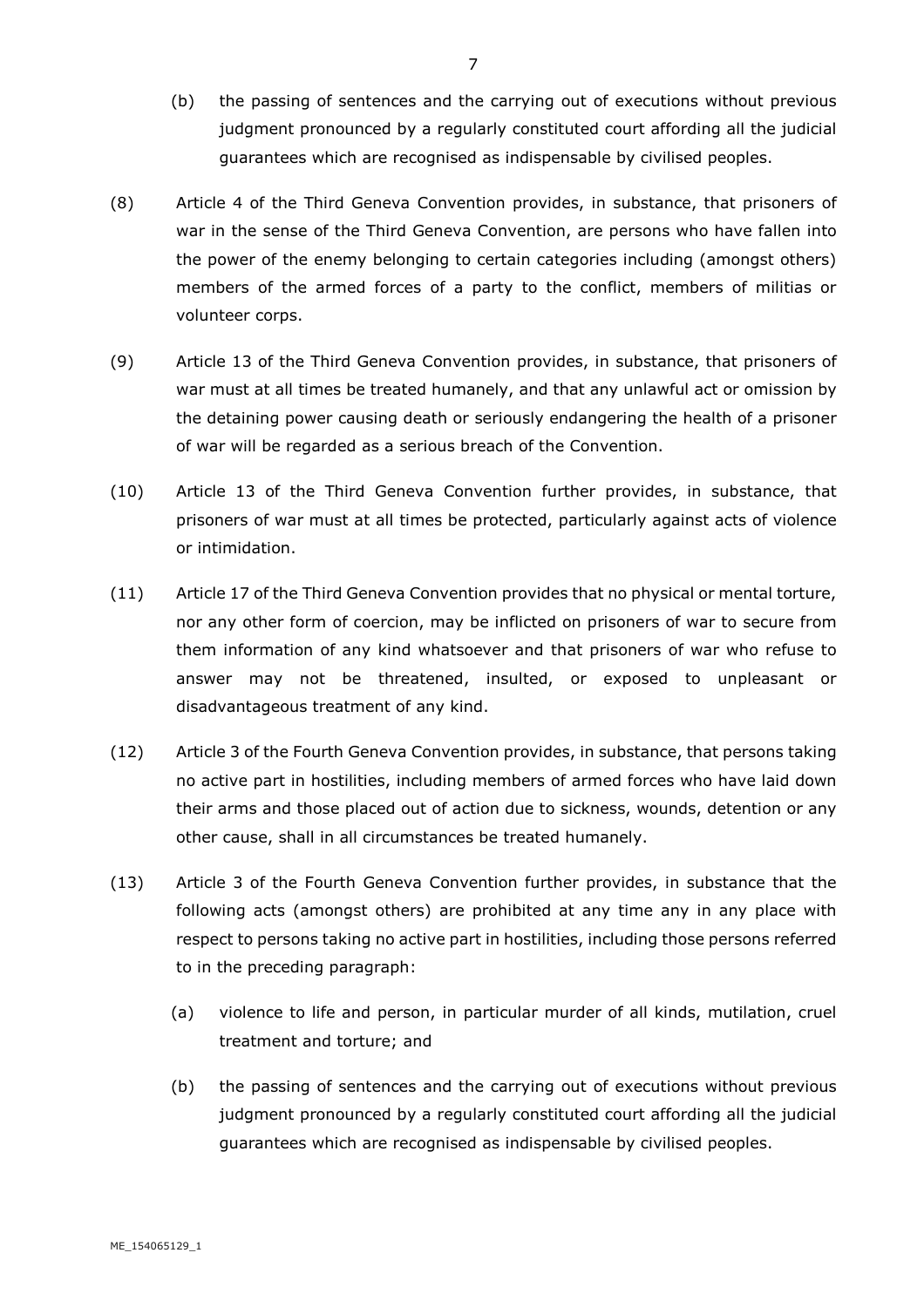(b) the passing of sentences and the carrying out of executions without previous judgment pronounced by a regularly constituted court affording all the judicial guarantees which are recognised as indispensable by civilised peoples.

(8) Article 4 of the Third Geneva Convention provides, in substance, that prisoners of war in the sense of the Third Geneva Convention, are persons who have fallen into the power of the enemy belonging to certain categories including (amongst others) members of the armed forces of a party to the conflict, members of militias or volunteer corps.

(9) Article 13 of the Third Geneva Convention provides, in substance, that prisoners of war must at all times be treated humanely, and that any unlawful act or omission by the detaining power causing death or seriously endangering the health of a prisoner of war will be regarded as a serious breach of the Convention.

(10) Article 13 of the Third Geneva Convention further provides, in substance, that prisoners of war must at all times be protected, particularly against acts of violence or intimidation.

(11) Article 17 of the Third Geneva Convention provides that no physical or mental torture, nor any other form of coercion, may be inflicted on prisoners of war to secure from them information of any kind whatsoever and that prisoners of war who refuse to answer may not be threatened, insulted, or exposed to unpleasant or disadvantageous treatment of any kind.

(12) Article 3 of the Fourth Geneva Convention provides, in substance, that persons taking no active part in hostilities, including members of armed forces who have laid down their arms and those placed out of action due to sickness, wounds, detention or any other cause, shall in all circumstances be treated humanely.

(13) Article 3 of the Fourth Geneva Convention further provides, in substance that the following acts (amongst others) are prohibited at any time any in any place with respect to persons taking no active part in hostilities, including those persons referred to in the preceding paragraph:

(a) violence to life and person, in particular murder of all kinds, mutilation, cruel treatment and torture; and

(b) the passing of sentences and the carrying out of executions without previous judgment pronounced by a regularly constituted court affording all the judicial guarantees which are recognised as indispensable by civilised peoples.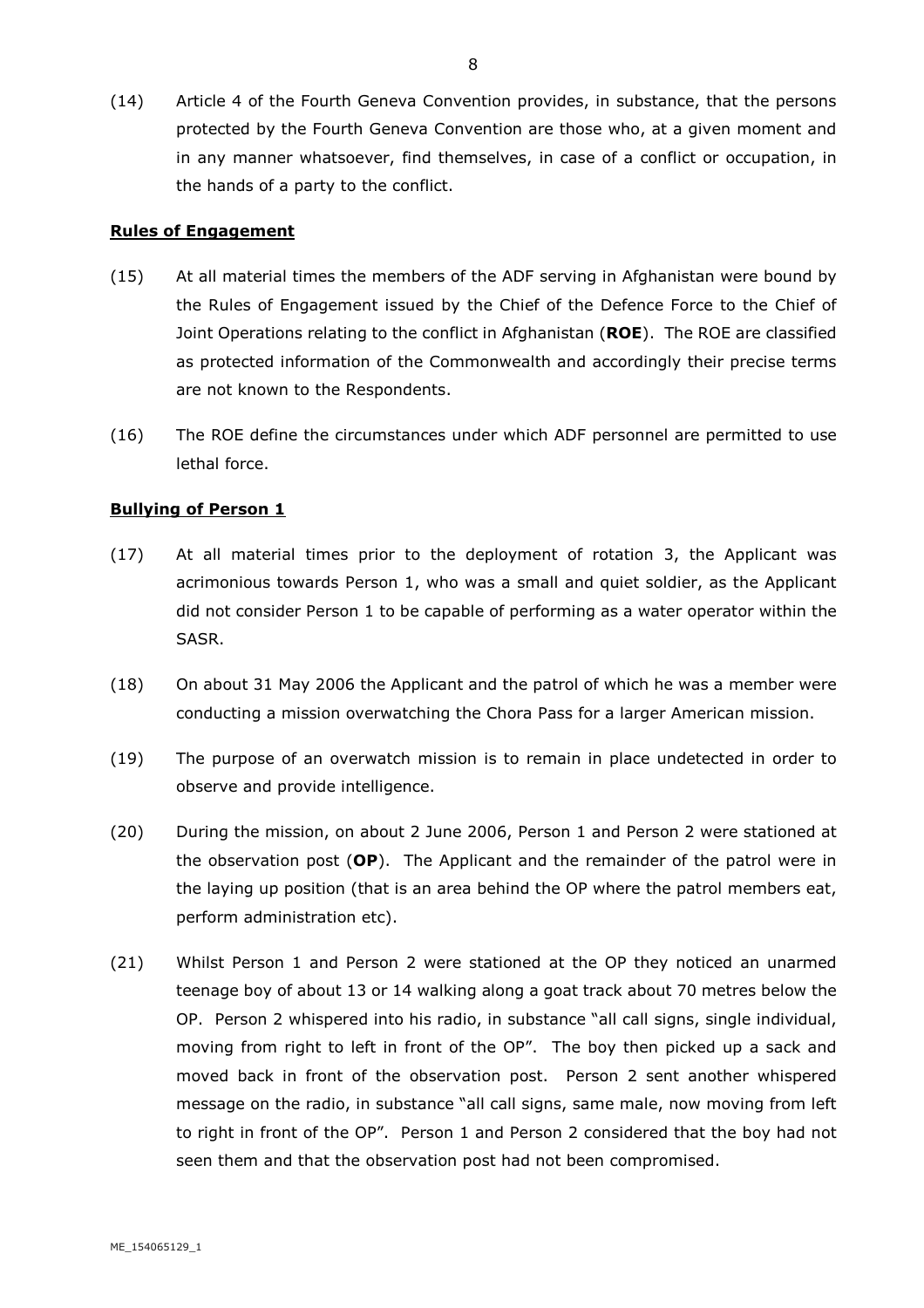(14) Article 4 of the Fourth Geneva Convention provides, in substance, that the persons protected by the Fourth Geneva Convention are those who, at a given moment and in any manner whatsoever, find themselves, in case of a conflict or occupation, in the hands of a party to the conflict.

**Rules of Engagement**

(15) At all material times the members of the ADF serving in Afghanistan were bound by the Rules of Engagement issued by the Chief of the Defence Force to the Chief of Joint Operations relating to the conflict in Afghanistan (**ROE**). The ROE are classified as protected information of the Commonwealth and accordingly their precise terms are not known to the Respondents.

(16) The ROE define the circumstances under which ADF personnel are permitted to use lethal force.

**Bullying of Person 1**

(17) At all material times prior to the deployment of rotation 3, the Applicant was acrimonious towards Person 1, who was a small and quiet soldier, as the Applicant did not consider Person 1 to be capable of performing as a water operator within the SASR.

(18) On about 31 May 2006 the Applicant and the patrol of which he was a member were conducting a mission overwatching the Chora Pass for a larger American mission.

(19) The purpose of an overwatch mission is to remain in place undetected in order to observe and provide intelligence.

(20) During the mission, on about 2 June 2006, Person 1 and Person 2 were stationed at the observation post (**OP**). The Applicant and the remainder of the patrol were in the laying up position (that is an area behind the OP where the patrol members eat, perform administration etc).

(21) Whilst Person 1 and Person 2 were stationed at the OP they noticed an unarmed teenage boy of about 13 or 14 walking along a goat track about 70 metres below the OP. Person 2 whispered into his radio, in substance "all call signs, single individual, moving from right to left in front of the OP". The boy then picked up a sack and moved back in front of the observation post. Person 2 sent another whispered message on the radio, in substance "all call signs, same male, now moving from left to right in front of the OP". Person 1 and Person 2 considered that the boy had not seen them and that the observation post had not been compromised.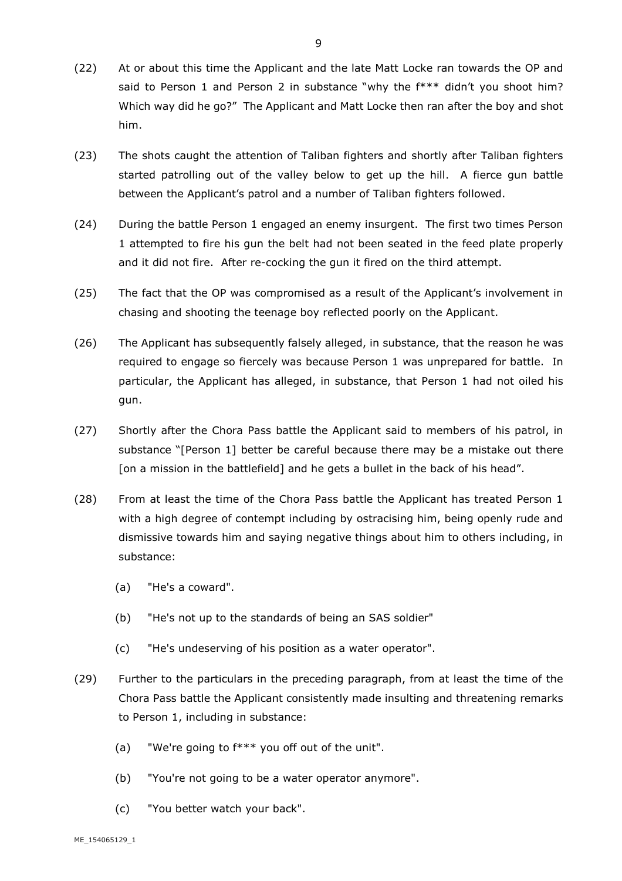(22) At or about this time the Applicant and the late Matt Locke ran towards the OP and said to Person 1 and Person 2 in substance "why the f*** didn't you shoot him? Which way did he go?" The Applicant and Matt Locke then ran after the boy and shot him.

(23) The shots caught the attention of Taliban fighters and shortly after Taliban fighters started patrolling out of the valley below to get up the hill. A fierce gun battle between the Applicant's patrol and a number of Taliban fighters followed.

(24) During the battle Person 1 engaged an enemy insurgent. The first two times Person 1 attempted to fire his gun the belt had not been seated in the feed plate properly and it did not fire. After re-cocking the gun it fired on the third attempt.

(25) The fact that the OP was compromised as a result of the Applicant's involvement in chasing and shooting the teenage boy reflected poorly on the Applicant.

(26) The Applicant has subsequently falsely alleged, in substance, that the reason he was required to engage so fiercely was because Person 1 was unprepared for battle. In particular, the Applicant has alleged, in substance, that Person 1 had not oiled his gun.

(27) Shortly after the Chora Pass battle the Applicant said to members of his patrol, in substance "[Person 1] better be careful because there may be a mistake out there [on a mission in the battlefield] and he gets a bullet in the back of his head".

(28) From at least the time of the Chora Pass battle the Applicant has treated Person 1 with a high degree of contempt including by ostracising him, being openly rude and dismissive towards him and saying negative things about him to others including, in substance:

  (a) "He's a coward".

  (b) "He's not up to the standards of being an SAS soldier"

  (c) "He's undeserving of his position as a water operator".

(29) Further to the particulars in the preceding paragraph, from at least the time of the Chora Pass battle the Applicant consistently made insulting and threatening remarks to Person 1, including in substance:

  (a) "We're going to f*** you off out of the unit".

  (b) "You're not going to be a water operator anymore".

  (c) "You better watch your back".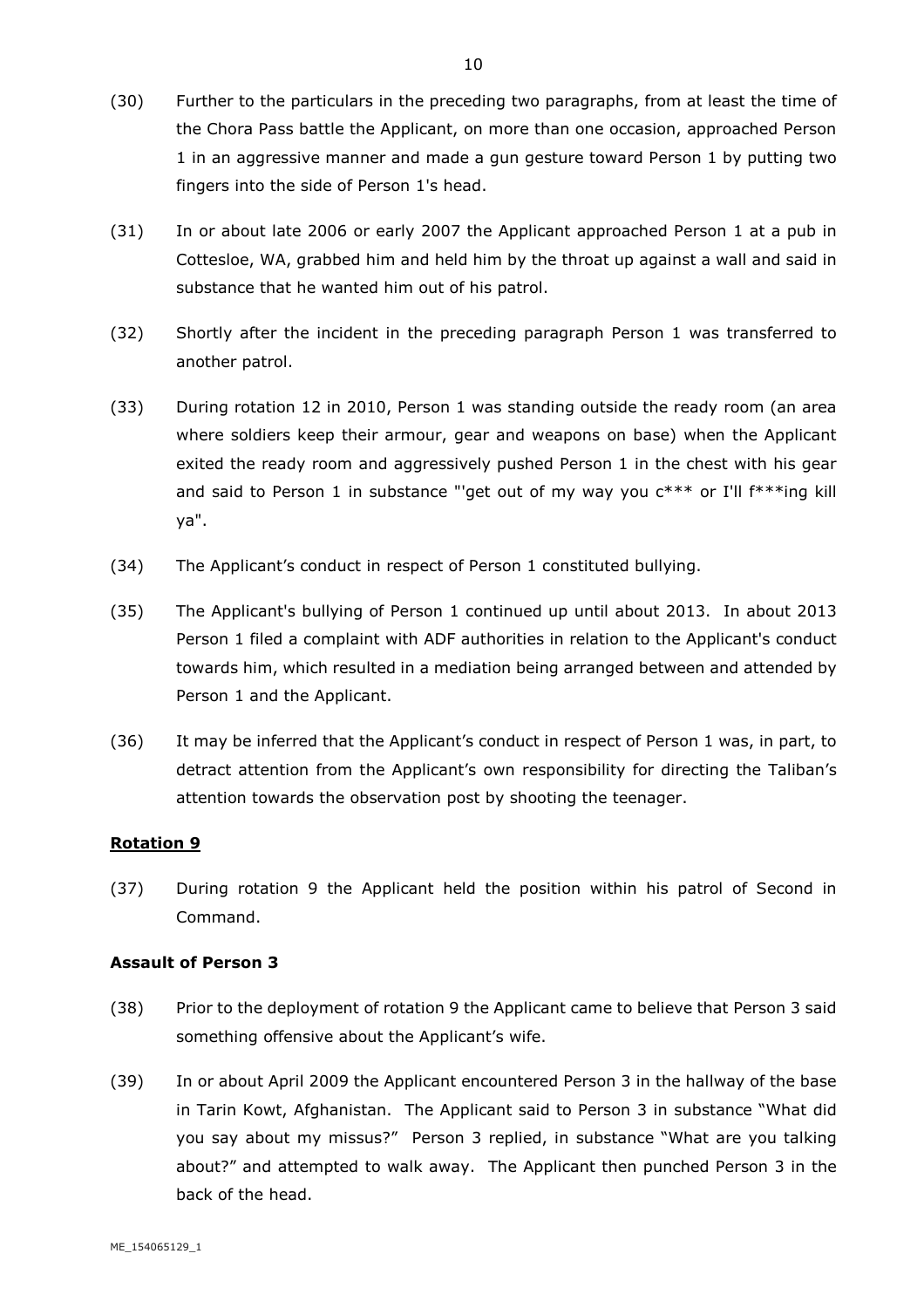(30) Further to the particulars in the preceding two paragraphs, from at least the time of the Chora Pass battle the Applicant, on more than one occasion, approached Person 1 in an aggressive manner and made a gun gesture toward Person 1 by putting two fingers into the side of Person 1's head.

(31) In or about late 2006 or early 2007 the Applicant approached Person 1 at a pub in Cottesloe, WA, grabbed him and held him by the throat up against a wall and said in substance that he wanted him out of his patrol.

(32) Shortly after the incident in the preceding paragraph Person 1 was transferred to another patrol.

(33) During rotation 12 in 2010, Person 1 was standing outside the ready room (an area where soldiers keep their armour, gear and weapons on base) when the Applicant exited the ready room and aggressively pushed Person 1 in the chest with his gear and said to Person 1 in substance "'get out of my way you c*** or I'll f***ing kill ya".

(34) The Applicant's conduct in respect of Person 1 constituted bullying.

(35) The Applicant's bullying of Person 1 continued up until about 2013. In about 2013 Person 1 filed a complaint with ADF authorities in relation to the Applicant's conduct towards him, which resulted in a mediation being arranged between and attended by Person 1 and the Applicant.

(36) It may be inferred that the Applicant's conduct in respect of Person 1 was, in part, to detract attention from the Applicant's own responsibility for directing the Taliban's attention towards the observation post by shooting the teenager.

## <u>Rotation 9</u>

(37) During rotation 9 the Applicant held the position within his patrol of Second in Command.

### Assault of Person 3

(38) Prior to the deployment of rotation 9 the Applicant came to believe that Person 3 said something offensive about the Applicant's wife.

(39) In or about April 2009 the Applicant encountered Person 3 in the hallway of the base in Tarin Kowt, Afghanistan. The Applicant said to Person 3 in substance "What did you say about my missus?" Person 3 replied, in substance "What are you talking about?" and attempted to walk away. The Applicant then punched Person 3 in the back of the head.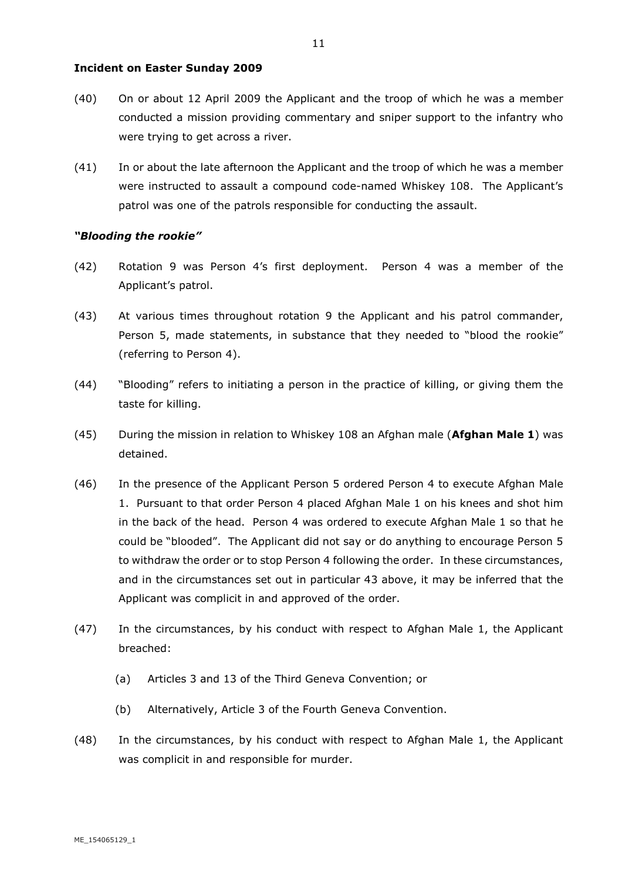**Incident on Easter Sunday 2009**

(40) On or about 12 April 2009 the Applicant and the troop of which he was a member conducted a mission providing commentary and sniper support to the infantry who were trying to get across a river.

(41) In or about the late afternoon the Applicant and the troop of which he was a member were instructed to assault a compound code-named Whiskey 108. The Applicant's patrol was one of the patrols responsible for conducting the assault.

***"Blooding the rookie"***

(42) Rotation 9 was Person 4's first deployment. Person 4 was a member of the Applicant's patrol.

(43) At various times throughout rotation 9 the Applicant and his patrol commander, Person 5, made statements, in substance that they needed to "blood the rookie" (referring to Person 4).

(44) "Blooding" refers to initiating a person in the practice of killing, or giving them the taste for killing.

(45) During the mission in relation to Whiskey 108 an Afghan male (**Afghan Male 1**) was detained.

(46) In the presence of the Applicant Person 5 ordered Person 4 to execute Afghan Male 1. Pursuant to that order Person 4 placed Afghan Male 1 on his knees and shot him in the back of the head. Person 4 was ordered to execute Afghan Male 1 so that he could be "blooded". The Applicant did not say or do anything to encourage Person 5 to withdraw the order or to stop Person 4 following the order. In these circumstances, and in the circumstances set out in particular 43 above, it may be inferred that the Applicant was complicit in and approved of the order.

(47) In the circumstances, by his conduct with respect to Afghan Male 1, the Applicant breached:

(a) Articles 3 and 13 of the Third Geneva Convention; or

(b) Alternatively, Article 3 of the Fourth Geneva Convention.

(48) In the circumstances, by his conduct with respect to Afghan Male 1, the Applicant was complicit in and responsible for murder.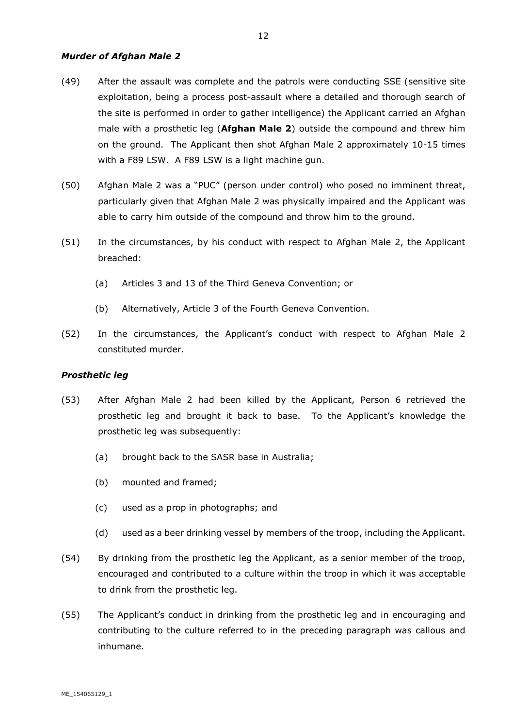### *Murder of Afghan Male 2*

(49) After the assault was complete and the patrols were conducting SSE (sensitive site exploitation, being a process post-assault where a detailed and thorough search of the site is performed in order to gather intelligence) the Applicant carried an Afghan male with a prosthetic leg (**Afghan Male 2**) outside the compound and threw him on the ground. The Applicant then shot Afghan Male 2 approximately 10-15 times with a F89 LSW. A F89 LSW is a light machine gun.

(50) Afghan Male 2 was a "PUC" (person under control) who posed no imminent threat, particularly given that Afghan Male 2 was physically impaired and the Applicant was able to carry him outside of the compound and throw him to the ground.

(51) In the circumstances, by his conduct with respect to Afghan Male 2, the Applicant breached:

- (a) Articles 3 and 13 of the Third Geneva Convention; or
- (b) Alternatively, Article 3 of the Fourth Geneva Convention.

(52) In the circumstances, the Applicant's conduct with respect to Afghan Male 2 constituted murder.

### *Prosthetic leg*

(53) After Afghan Male 2 had been killed by the Applicant, Person 6 retrieved the prosthetic leg and brought it back to base. To the Applicant's knowledge the prosthetic leg was subsequently:

- (a) brought back to the SASR base in Australia;
- (b) mounted and framed;
- (c) used as a prop in photographs; and
- (d) used as a beer drinking vessel by members of the troop, including the Applicant.

(54) By drinking from the prosthetic leg the Applicant, as a senior member of the troop, encouraged and contributed to a culture within the troop in which it was acceptable to drink from the prosthetic leg.

(55) The Applicant's conduct in drinking from the prosthetic leg and in encouraging and contributing to the culture referred to in the preceding paragraph was callous and inhumane.

ME_154065129_1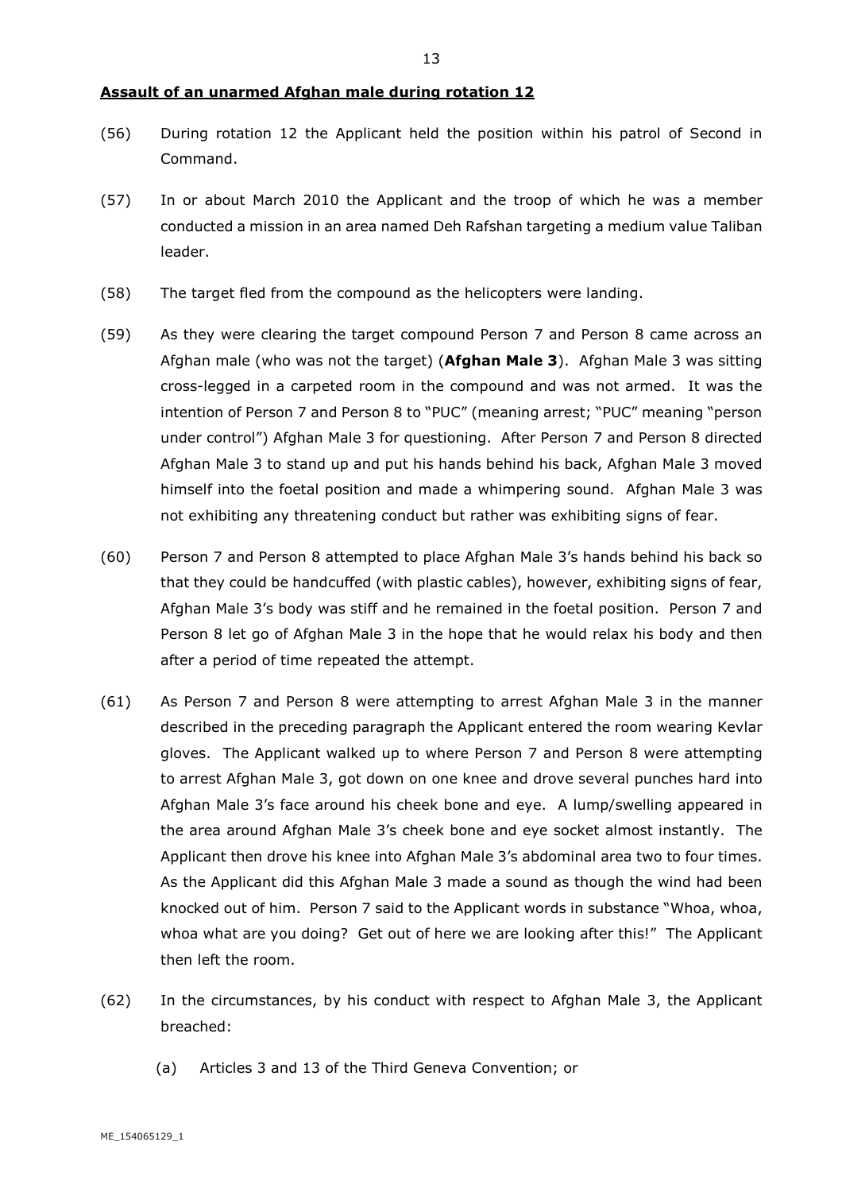**Assault of an unarmed Afghan male during rotation 12**

(56) During rotation 12 the Applicant held the position within his patrol of Second in Command.

(57) In or about March 2010 the Applicant and the troop of which he was a member conducted a mission in an area named Deh Rafshan targeting a medium value Taliban leader.

(58) The target fled from the compound as the helicopters were landing.

(59) As they were clearing the target compound Person 7 and Person 8 came across an Afghan male (who was not the target) (**Afghan Male 3**). Afghan Male 3 was sitting cross-legged in a carpeted room in the compound and was not armed. It was the intention of Person 7 and Person 8 to "PUC" (meaning arrest; "PUC" meaning "person under control") Afghan Male 3 for questioning. After Person 7 and Person 8 directed Afghan Male 3 to stand up and put his hands behind his back, Afghan Male 3 moved himself into the foetal position and made a whimpering sound. Afghan Male 3 was not exhibiting any threatening conduct but rather was exhibiting signs of fear.

(60) Person 7 and Person 8 attempted to place Afghan Male 3's hands behind his back so that they could be handcuffed (with plastic cables), however, exhibiting signs of fear, Afghan Male 3's body was stiff and he remained in the foetal position. Person 7 and Person 8 let go of Afghan Male 3 in the hope that he would relax his body and then after a period of time repeated the attempt.

(61) As Person 7 and Person 8 were attempting to arrest Afghan Male 3 in the manner described in the preceding paragraph the Applicant entered the room wearing Kevlar gloves. The Applicant walked up to where Person 7 and Person 8 were attempting to arrest Afghan Male 3, got down on one knee and drove several punches hard into Afghan Male 3's face around his cheek bone and eye. A lump/swelling appeared in the area around Afghan Male 3's cheek bone and eye socket almost instantly. The Applicant then drove his knee into Afghan Male 3's abdominal area two to four times. As the Applicant did this Afghan Male 3 made a sound as though the wind had been knocked out of him. Person 7 said to the Applicant words in substance "Whoa, whoa, whoa what are you doing? Get out of here we are looking after this!" The Applicant then left the room.

(62) In the circumstances, by his conduct with respect to Afghan Male 3, the Applicant breached:

(a) Articles 3 and 13 of the Third Geneva Convention; or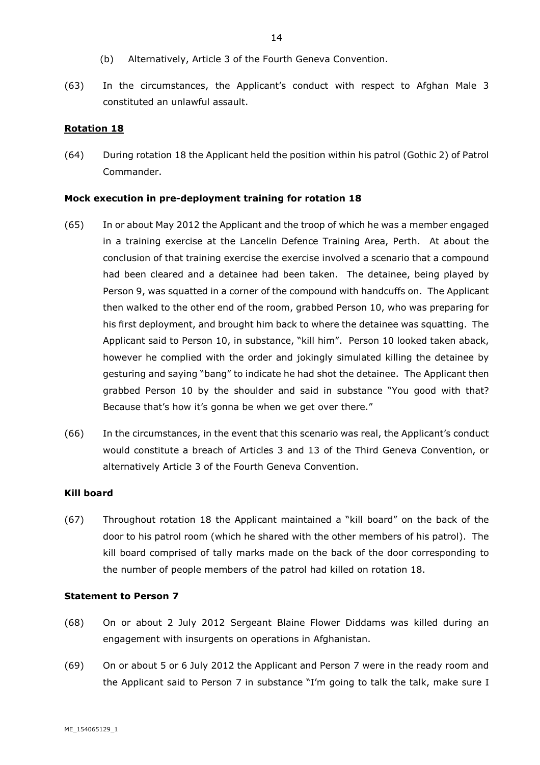(b) Alternatively, Article 3 of the Fourth Geneva Convention.

(63) In the circumstances, the Applicant's conduct with respect to Afghan Male 3 constituted an unlawful assault.

## Rotation 18

(64) During rotation 18 the Applicant held the position within his patrol (Gothic 2) of Patrol Commander.

### Mock execution in pre-deployment training for rotation 18

(65) In or about May 2012 the Applicant and the troop of which he was a member engaged in a training exercise at the Lancelin Defence Training Area, Perth. At about the conclusion of that training exercise the exercise involved a scenario that a compound had been cleared and a detainee had been taken. The detainee, being played by Person 9, was squatted in a corner of the compound with handcuffs on. The Applicant then walked to the other end of the room, grabbed Person 10, who was preparing for his first deployment, and brought him back to where the detainee was squatting. The Applicant said to Person 10, in substance, "kill him". Person 10 looked taken aback, however he complied with the order and jokingly simulated killing the detainee by gesturing and saying "bang" to indicate he had shot the detainee. The Applicant then grabbed Person 10 by the shoulder and said in substance "You good with that? Because that's how it's gonna be when we get over there."

(66) In the circumstances, in the event that this scenario was real, the Applicant's conduct would constitute a breach of Articles 3 and 13 of the Third Geneva Convention, or alternatively Article 3 of the Fourth Geneva Convention.

### Kill board

(67) Throughout rotation 18 the Applicant maintained a "kill board" on the back of the door to his patrol room (which he shared with the other members of his patrol). The kill board comprised of tally marks made on the back of the door corresponding to the number of people members of the patrol had killed on rotation 18.

### Statement to Person 7

(68) On or about 2 July 2012 Sergeant Blaine Flower Diddams was killed during an engagement with insurgents on operations in Afghanistan.

(69) On or about 5 or 6 July 2012 the Applicant and Person 7 were in the ready room and the Applicant said to Person 7 in substance "I'm going to talk the talk, make sure I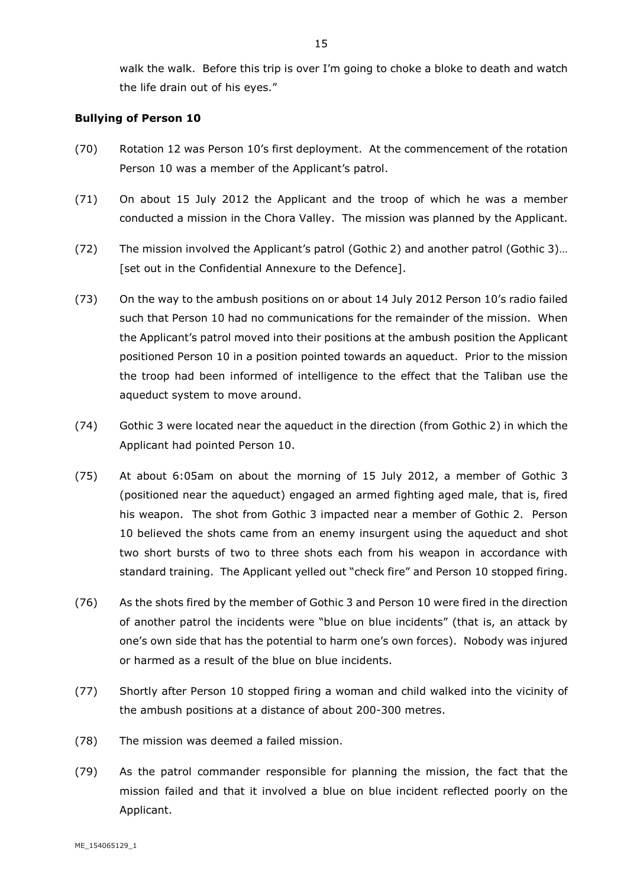walk the walk. Before this trip is over I'm going to choke a bloke to death and watch the life drain out of his eyes."

**Bullying of Person 10**

(70) Rotation 12 was Person 10's first deployment. At the commencement of the rotation Person 10 was a member of the Applicant's patrol.

(71) On about 15 July 2012 the Applicant and the troop of which he was a member conducted a mission in the Chora Valley. The mission was planned by the Applicant.

(72) The mission involved the Applicant's patrol (Gothic 2) and another patrol (Gothic 3)… [set out in the Confidential Annexure to the Defence].

(73) On the way to the ambush positions on or about 14 July 2012 Person 10's radio failed such that Person 10 had no communications for the remainder of the mission. When the Applicant's patrol moved into their positions at the ambush position the Applicant positioned Person 10 in a position pointed towards an aqueduct. Prior to the mission the troop had been informed of intelligence to the effect that the Taliban use the aqueduct system to move around.

(74) Gothic 3 were located near the aqueduct in the direction (from Gothic 2) in which the Applicant had pointed Person 10.

(75) At about 6:05am on about the morning of 15 July 2012, a member of Gothic 3 (positioned near the aqueduct) engaged an armed fighting aged male, that is, fired his weapon. The shot from Gothic 3 impacted near a member of Gothic 2. Person 10 believed the shots came from an enemy insurgent using the aqueduct and shot two short bursts of two to three shots each from his weapon in accordance with standard training. The Applicant yelled out "check fire" and Person 10 stopped firing.

(76) As the shots fired by the member of Gothic 3 and Person 10 were fired in the direction of another patrol the incidents were "blue on blue incidents" (that is, an attack by one's own side that has the potential to harm one's own forces). Nobody was injured or harmed as a result of the blue on blue incidents.

(77) Shortly after Person 10 stopped firing a woman and child walked into the vicinity of the ambush positions at a distance of about 200-300 metres.

(78) The mission was deemed a failed mission.

(79) As the patrol commander responsible for planning the mission, the fact that the mission failed and that it involved a blue on blue incident reflected poorly on the Applicant.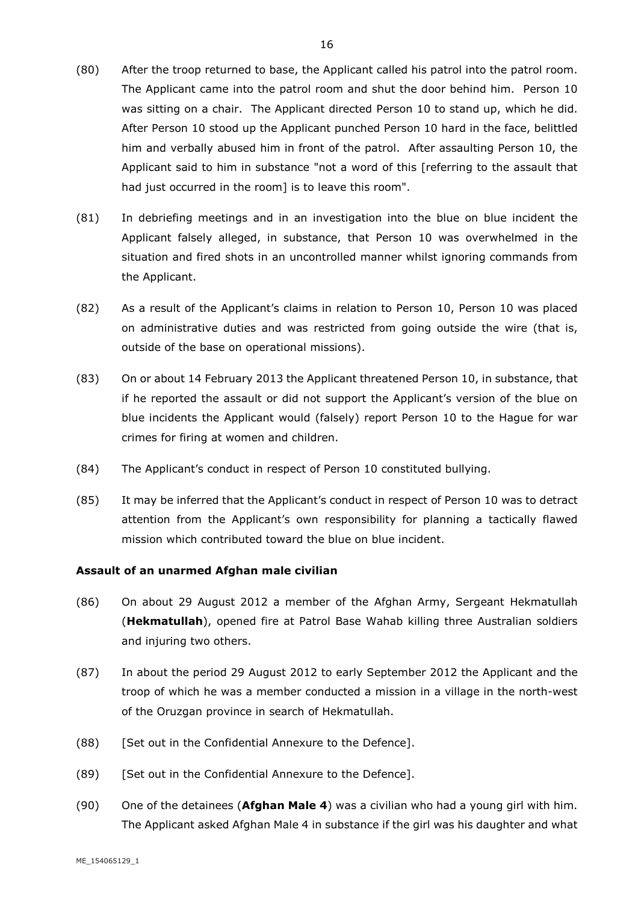(80) After the troop returned to base, the Applicant called his patrol into the patrol room. The Applicant came into the patrol room and shut the door behind him. Person 10 was sitting on a chair. The Applicant directed Person 10 to stand up, which he did. After Person 10 stood up the Applicant punched Person 10 hard in the face, belittled him and verbally abused him in front of the patrol. After assaulting Person 10, the Applicant said to him in substance "not a word of this [referring to the assault that had just occurred in the room] is to leave this room".

(81) In debriefing meetings and in an investigation into the blue on blue incident the Applicant falsely alleged, in substance, that Person 10 was overwhelmed in the situation and fired shots in an uncontrolled manner whilst ignoring commands from the Applicant.

(82) As a result of the Applicant's claims in relation to Person 10, Person 10 was placed on administrative duties and was restricted from going outside the wire (that is, outside of the base on operational missions).

(83) On or about 14 February 2013 the Applicant threatened Person 10, in substance, that if he reported the assault or did not support the Applicant's version of the blue on blue incidents the Applicant would (falsely) report Person 10 to the Hague for war crimes for firing at women and children.

(84) The Applicant's conduct in respect of Person 10 constituted bullying.

(85) It may be inferred that the Applicant's conduct in respect of Person 10 was to detract attention from the Applicant's own responsibility for planning a tactically flawed mission which contributed toward the blue on blue incident.

**Assault of an unarmed Afghan male civilian**

(86) On about 29 August 2012 a member of the Afghan Army, Sergeant Hekmatullah (**Hekmatullah**), opened fire at Patrol Base Wahab killing three Australian soldiers and injuring two others.

(87) In about the period 29 August 2012 to early September 2012 the Applicant and the troop of which he was a member conducted a mission in a village in the north-west of the Oruzgan province in search of Hekmatullah.

(88) [Set out in the Confidential Annexure to the Defence].

(89) [Set out in the Confidential Annexure to the Defence].

(90) One of the detainees (**Afghan Male 4**) was a civilian who had a young girl with him. The Applicant asked Afghan Male 4 in substance if the girl was his daughter and what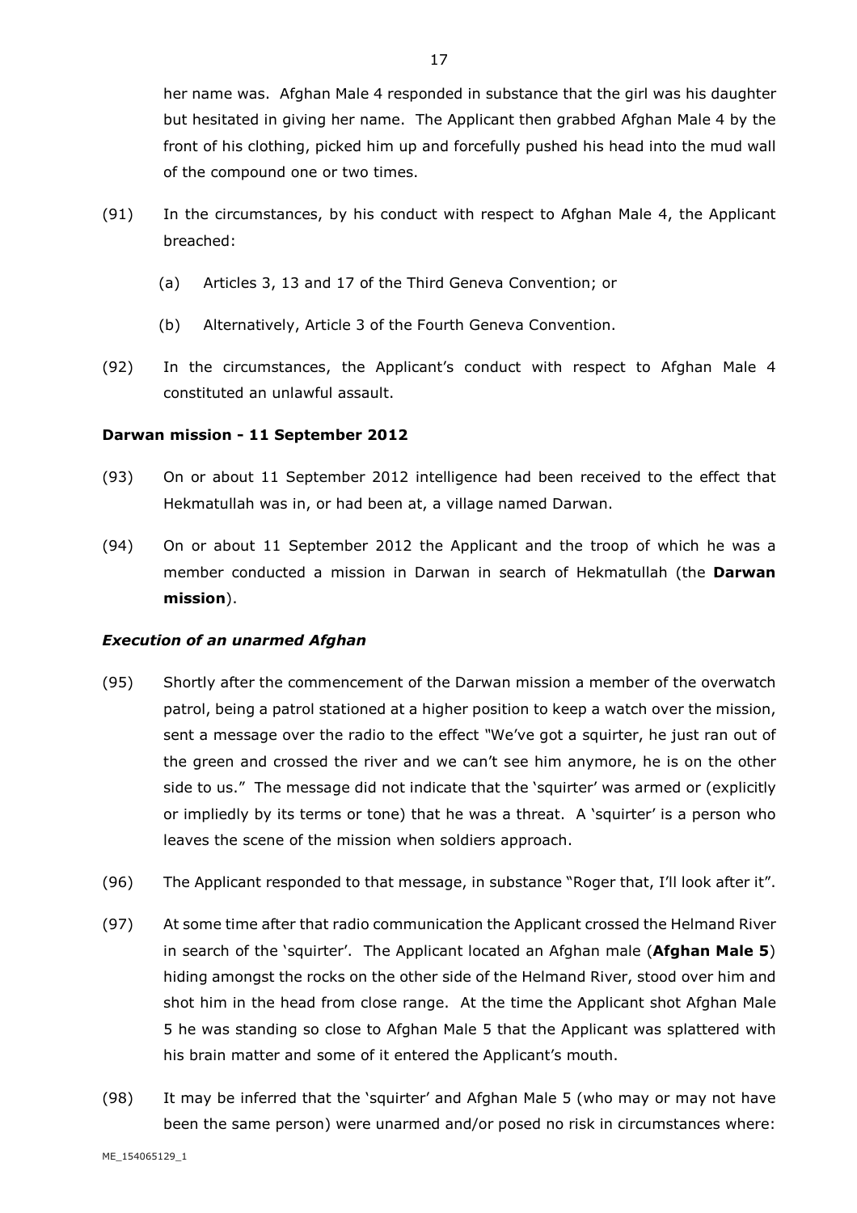her name was. Afghan Male 4 responded in substance that the girl was his daughter but hesitated in giving her name. The Applicant then grabbed Afghan Male 4 by the front of his clothing, picked him up and forcefully pushed his head into the mud wall of the compound one or two times.

(91) In the circumstances, by his conduct with respect to Afghan Male 4, the Applicant breached:

  (a) Articles 3, 13 and 17 of the Third Geneva Convention; or

  (b) Alternatively, Article 3 of the Fourth Geneva Convention.

(92) In the circumstances, the Applicant's conduct with respect to Afghan Male 4 constituted an unlawful assault.

**Darwan mission - 11 September 2012**

(93) On or about 11 September 2012 intelligence had been received to the effect that Hekmatullah was in, or had been at, a village named Darwan.

(94) On or about 11 September 2012 the Applicant and the troop of which he was a member conducted a mission in Darwan in search of Hekmatullah (the **Darwan mission**).

***Execution of an unarmed Afghan***

(95) Shortly after the commencement of the Darwan mission a member of the overwatch patrol, being a patrol stationed at a higher position to keep a watch over the mission, sent a message over the radio to the effect "We've got a squirter, he just ran out of the green and crossed the river and we can't see him anymore, he is on the other side to us." The message did not indicate that the 'squirter' was armed or (explicitly or impliedly by its terms or tone) that he was a threat. A 'squirter' is a person who leaves the scene of the mission when soldiers approach.

(96) The Applicant responded to that message, in substance "Roger that, I'll look after it".

(97) At some time after that radio communication the Applicant crossed the Helmand River in search of the 'squirter'. The Applicant located an Afghan male (**Afghan Male 5**) hiding amongst the rocks on the other side of the Helmand River, stood over him and shot him in the head from close range. At the time the Applicant shot Afghan Male 5 he was standing so close to Afghan Male 5 that the Applicant was splattered with his brain matter and some of it entered the Applicant's mouth.

(98) It may be inferred that the 'squirter' and Afghan Male 5 (who may or may not have been the same person) were unarmed and/or posed no risk in circumstances where: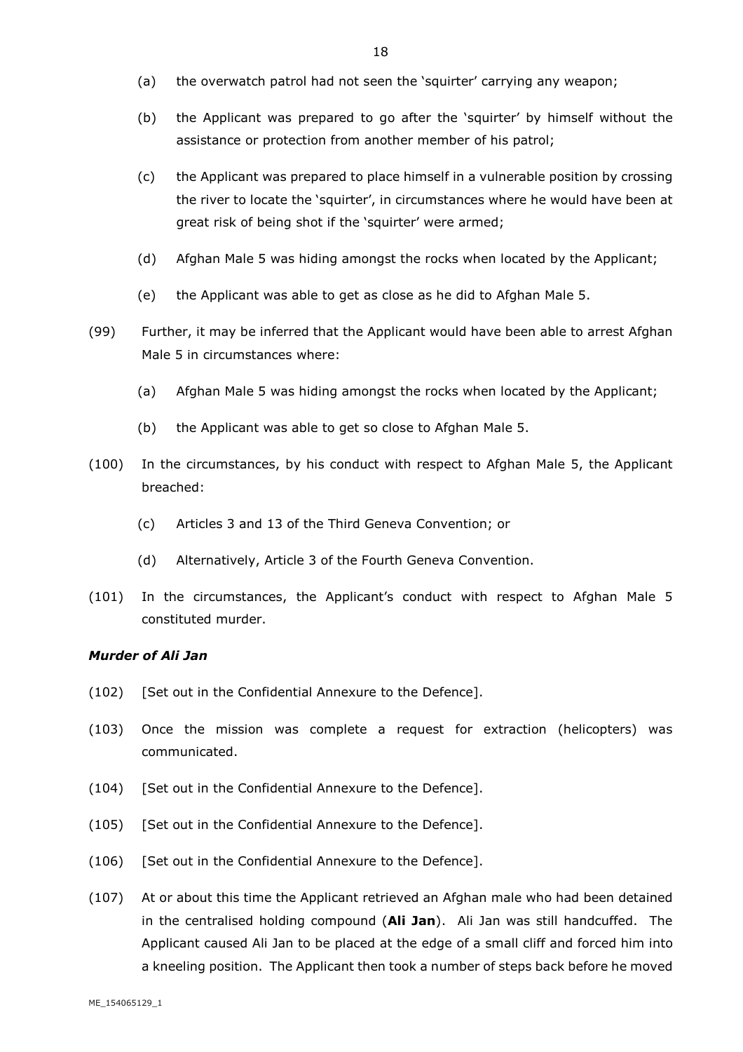(a) the overwatch patrol had not seen the 'squirter' carrying any weapon;

(b) the Applicant was prepared to go after the 'squirter' by himself without the assistance or protection from another member of his patrol;

(c) the Applicant was prepared to place himself in a vulnerable position by crossing the river to locate the 'squirter', in circumstances where he would have been at great risk of being shot if the 'squirter' were armed;

(d) Afghan Male 5 was hiding amongst the rocks when located by the Applicant;

(e) the Applicant was able to get as close as he did to Afghan Male 5.

(99) Further, it may be inferred that the Applicant would have been able to arrest Afghan Male 5 in circumstances where:

(a) Afghan Male 5 was hiding amongst the rocks when located by the Applicant;

(b) the Applicant was able to get so close to Afghan Male 5.

(100) In the circumstances, by his conduct with respect to Afghan Male 5, the Applicant breached:

(c) Articles 3 and 13 of the Third Geneva Convention; or

(d) Alternatively, Article 3 of the Fourth Geneva Convention.

(101) In the circumstances, the Applicant's conduct with respect to Afghan Male 5 constituted murder.

### *Murder of Ali Jan*

(102) [Set out in the Confidential Annexure to the Defence].

(103) Once the mission was complete a request for extraction (helicopters) was communicated.

(104) [Set out in the Confidential Annexure to the Defence].

(105) [Set out in the Confidential Annexure to the Defence].

(106) [Set out in the Confidential Annexure to the Defence].

(107) At or about this time the Applicant retrieved an Afghan male who had been detained in the centralised holding compound (**Ali Jan**). Ali Jan was still handcuffed. The Applicant caused Ali Jan to be placed at the edge of a small cliff and forced him into a kneeling position. The Applicant then took a number of steps back before he moved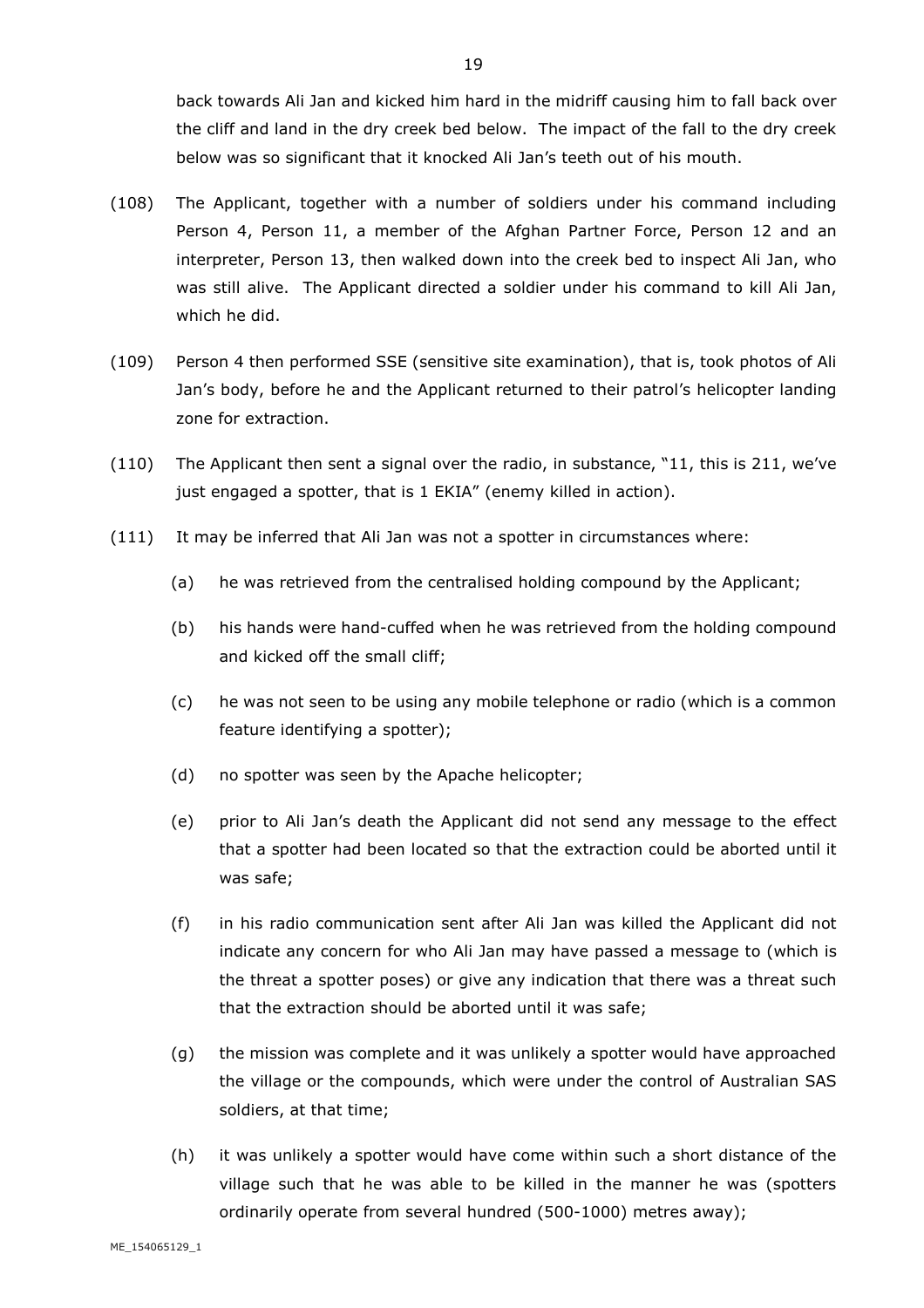back towards Ali Jan and kicked him hard in the midriff causing him to fall back over the cliff and land in the dry creek bed below. The impact of the fall to the dry creek below was so significant that it knocked Ali Jan's teeth out of his mouth.

(108) The Applicant, together with a number of soldiers under his command including Person 4, Person 11, a member of the Afghan Partner Force, Person 12 and an interpreter, Person 13, then walked down into the creek bed to inspect Ali Jan, who was still alive. The Applicant directed a soldier under his command to kill Ali Jan, which he did.

(109) Person 4 then performed SSE (sensitive site examination), that is, took photos of Ali Jan's body, before he and the Applicant returned to their patrol's helicopter landing zone for extraction.

(110) The Applicant then sent a signal over the radio, in substance, "11, this is 211, we've just engaged a spotter, that is 1 EKIA" (enemy killed in action).

(111) It may be inferred that Ali Jan was not a spotter in circumstances where:

(a) he was retrieved from the centralised holding compound by the Applicant;

(b) his hands were hand-cuffed when he was retrieved from the holding compound and kicked off the small cliff;

(c) he was not seen to be using any mobile telephone or radio (which is a common feature identifying a spotter);

(d) no spotter was seen by the Apache helicopter;

(e) prior to Ali Jan's death the Applicant did not send any message to the effect that a spotter had been located so that the extraction could be aborted until it was safe;

(f) in his radio communication sent after Ali Jan was killed the Applicant did not indicate any concern for who Ali Jan may have passed a message to (which is the threat a spotter poses) or give any indication that there was a threat such that the extraction should be aborted until it was safe;

(g) the mission was complete and it was unlikely a spotter would have approached the village or the compounds, which were under the control of Australian SAS soldiers, at that time;

(h) it was unlikely a spotter would have come within such a short distance of the village such that he was able to be killed in the manner he was (spotters ordinarily operate from several hundred (500-1000) metres away);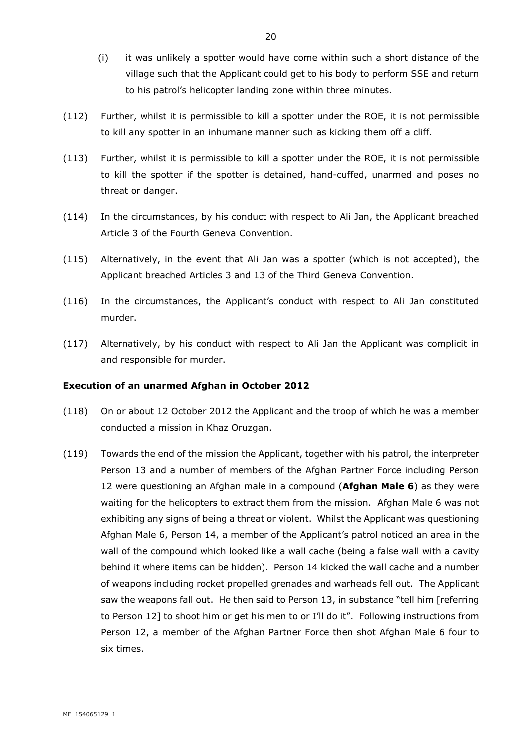(i) it was unlikely a spotter would have come within such a short distance of the village such that the Applicant could get to his body to perform SSE and return to his patrol's helicopter landing zone within three minutes.

(112) Further, whilst it is permissible to kill a spotter under the ROE, it is not permissible to kill any spotter in an inhumane manner such as kicking them off a cliff.

(113) Further, whilst it is permissible to kill a spotter under the ROE, it is not permissible to kill the spotter if the spotter is detained, hand-cuffed, unarmed and poses no threat or danger.

(114) In the circumstances, by his conduct with respect to Ali Jan, the Applicant breached Article 3 of the Fourth Geneva Convention.

(115) Alternatively, in the event that Ali Jan was a spotter (which is not accepted), the Applicant breached Articles 3 and 13 of the Third Geneva Convention.

(116) In the circumstances, the Applicant's conduct with respect to Ali Jan constituted murder.

(117) Alternatively, by his conduct with respect to Ali Jan the Applicant was complicit in and responsible for murder.

**Execution of an unarmed Afghan in October 2012**

(118) On or about 12 October 2012 the Applicant and the troop of which he was a member conducted a mission in Khaz Oruzgan.

(119) Towards the end of the mission the Applicant, together with his patrol, the interpreter Person 13 and a number of members of the Afghan Partner Force including Person 12 were questioning an Afghan male in a compound (**Afghan Male 6**) as they were waiting for the helicopters to extract them from the mission. Afghan Male 6 was not exhibiting any signs of being a threat or violent. Whilst the Applicant was questioning Afghan Male 6, Person 14, a member of the Applicant's patrol noticed an area in the wall of the compound which looked like a wall cache (being a false wall with a cavity behind it where items can be hidden). Person 14 kicked the wall cache and a number of weapons including rocket propelled grenades and warheads fell out. The Applicant saw the weapons fall out. He then said to Person 13, in substance "tell him [referring to Person 12] to shoot him or get his men to or I'll do it". Following instructions from Person 12, a member of the Afghan Partner Force then shot Afghan Male 6 four to six times.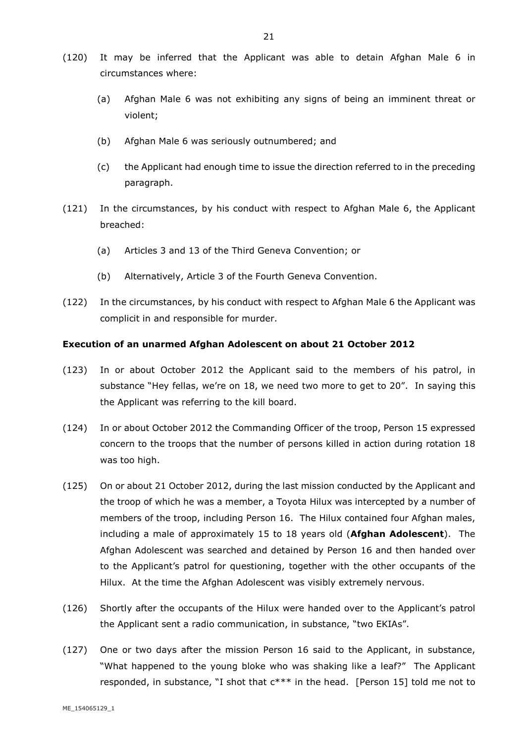(120) It may be inferred that the Applicant was able to detain Afghan Male 6 in circumstances where:

   (a) Afghan Male 6 was not exhibiting any signs of being an imminent threat or violent;

   (b) Afghan Male 6 was seriously outnumbered; and

   (c) the Applicant had enough time to issue the direction referred to in the preceding paragraph.

(121) In the circumstances, by his conduct with respect to Afghan Male 6, the Applicant breached:

   (a) Articles 3 and 13 of the Third Geneva Convention; or

   (b) Alternatively, Article 3 of the Fourth Geneva Convention.

(122) In the circumstances, by his conduct with respect to Afghan Male 6 the Applicant was complicit in and responsible for murder.

**Execution of an unarmed Afghan Adolescent on about 21 October 2012**

(123) In or about October 2012 the Applicant said to the members of his patrol, in substance "Hey fellas, we're on 18, we need two more to get to 20". In saying this the Applicant was referring to the kill board.

(124) In or about October 2012 the Commanding Officer of the troop, Person 15 expressed concern to the troops that the number of persons killed in action during rotation 18 was too high.

(125) On or about 21 October 2012, during the last mission conducted by the Applicant and the troop of which he was a member, a Toyota Hilux was intercepted by a number of members of the troop, including Person 16. The Hilux contained four Afghan males, including a male of approximately 15 to 18 years old (**Afghan Adolescent**). The Afghan Adolescent was searched and detained by Person 16 and then handed over to the Applicant's patrol for questioning, together with the other occupants of the Hilux. At the time the Afghan Adolescent was visibly extremely nervous.

(126) Shortly after the occupants of the Hilux were handed over to the Applicant's patrol the Applicant sent a radio communication, in substance, "two EKIAs".

(127) One or two days after the mission Person 16 said to the Applicant, in substance, "What happened to the young bloke who was shaking like a leaf?" The Applicant responded, in substance, "I shot that c*** in the head. [Person 15] told me not to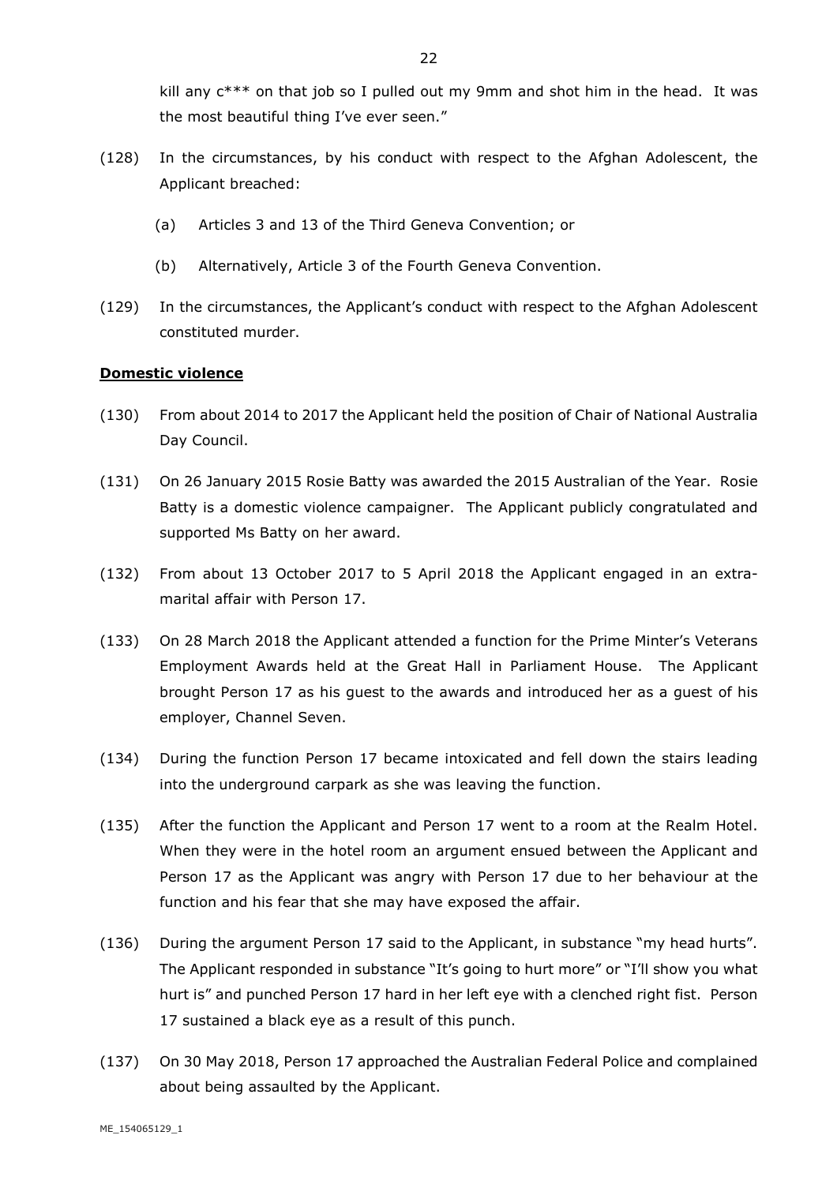kill any c*** on that job so I pulled out my 9mm and shot him in the head. It was the most beautiful thing I've ever seen."

(128) In the circumstances, by his conduct with respect to the Afghan Adolescent, the Applicant breached:

(a) Articles 3 and 13 of the Third Geneva Convention; or

(b) Alternatively, Article 3 of the Fourth Geneva Convention.

(129) In the circumstances, the Applicant's conduct with respect to the Afghan Adolescent constituted murder.

**Domestic violence**

(130) From about 2014 to 2017 the Applicant held the position of Chair of National Australia Day Council.

(131) On 26 January 2015 Rosie Batty was awarded the 2015 Australian of the Year. Rosie Batty is a domestic violence campaigner. The Applicant publicly congratulated and supported Ms Batty on her award.

(132) From about 13 October 2017 to 5 April 2018 the Applicant engaged in an extra-marital affair with Person 17.

(133) On 28 March 2018 the Applicant attended a function for the Prime Minter's Veterans Employment Awards held at the Great Hall in Parliament House. The Applicant brought Person 17 as his guest to the awards and introduced her as a guest of his employer, Channel Seven.

(134) During the function Person 17 became intoxicated and fell down the stairs leading into the underground carpark as she was leaving the function.

(135) After the function the Applicant and Person 17 went to a room at the Realm Hotel. When they were in the hotel room an argument ensued between the Applicant and Person 17 as the Applicant was angry with Person 17 due to her behaviour at the function and his fear that she may have exposed the affair.

(136) During the argument Person 17 said to the Applicant, in substance "my head hurts". The Applicant responded in substance "It's going to hurt more" or "I'll show you what hurt is" and punched Person 17 hard in her left eye with a clenched right fist. Person 17 sustained a black eye as a result of this punch.

(137) On 30 May 2018, Person 17 approached the Australian Federal Police and complained about being assaulted by the Applicant.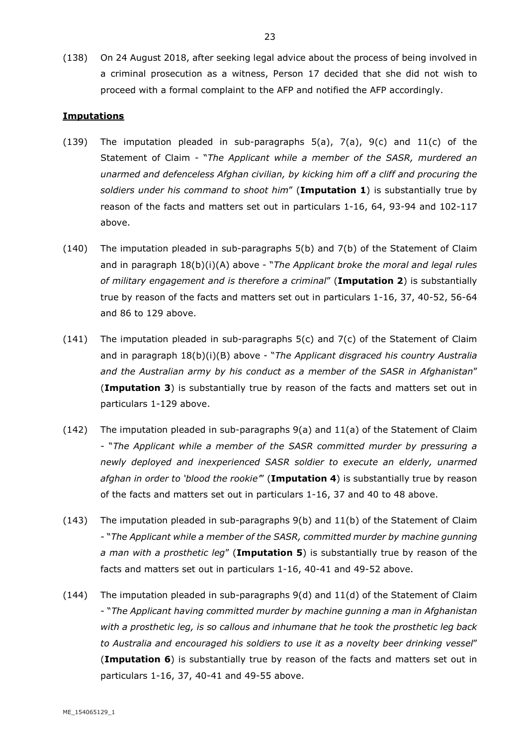(138) On 24 August 2018, after seeking legal advice about the process of being involved in a criminal prosecution as a witness, Person 17 decided that she did not wish to proceed with a formal complaint to the AFP and notified the AFP accordingly.

**Imputations**

(139) The imputation pleaded in sub-paragraphs 5(a), 7(a), 9(c) and 11(c) of the Statement of Claim - "*The Applicant while a member of the SASR, murdered an unarmed and defenceless Afghan civilian, by kicking him off a cliff and procuring the soldiers under his command to shoot him*" (**Imputation 1**) is substantially true by reason of the facts and matters set out in particulars 1-16, 64, 93-94 and 102-117 above.

(140) The imputation pleaded in sub-paragraphs 5(b) and 7(b) of the Statement of Claim and in paragraph 18(b)(i)(A) above - "*The Applicant broke the moral and legal rules of military engagement and is therefore a criminal*" (**Imputation 2**) is substantially true by reason of the facts and matters set out in particulars 1-16, 37, 40-52, 56-64 and 86 to 129 above.

(141) The imputation pleaded in sub-paragraphs 5(c) and 7(c) of the Statement of Claim and in paragraph 18(b)(i)(B) above - "*The Applicant disgraced his country Australia and the Australian army by his conduct as a member of the SASR in Afghanistan*" (**Imputation 3**) is substantially true by reason of the facts and matters set out in particulars 1-129 above.

(142) The imputation pleaded in sub-paragraphs 9(a) and 11(a) of the Statement of Claim - "*The Applicant while a member of the SASR committed murder by pressuring a newly deployed and inexperienced SASR soldier to execute an elderly, unarmed afghan in order to 'blood the rookie'*" (**Imputation 4**) is substantially true by reason of the facts and matters set out in particulars 1-16, 37 and 40 to 48 above.

(143) The imputation pleaded in sub-paragraphs 9(b) and 11(b) of the Statement of Claim - "*The Applicant while a member of the SASR, committed murder by machine gunning a man with a prosthetic leg*" (**Imputation 5**) is substantially true by reason of the facts and matters set out in particulars 1-16, 40-41 and 49-52 above.

(144) The imputation pleaded in sub-paragraphs 9(d) and 11(d) of the Statement of Claim - "*The Applicant having committed murder by machine gunning a man in Afghanistan with a prosthetic leg, is so callous and inhumane that he took the prosthetic leg back to Australia and encouraged his soldiers to use it as a novelty beer drinking vessel*" (**Imputation 6**) is substantially true by reason of the facts and matters set out in particulars 1-16, 37, 40-41 and 49-55 above.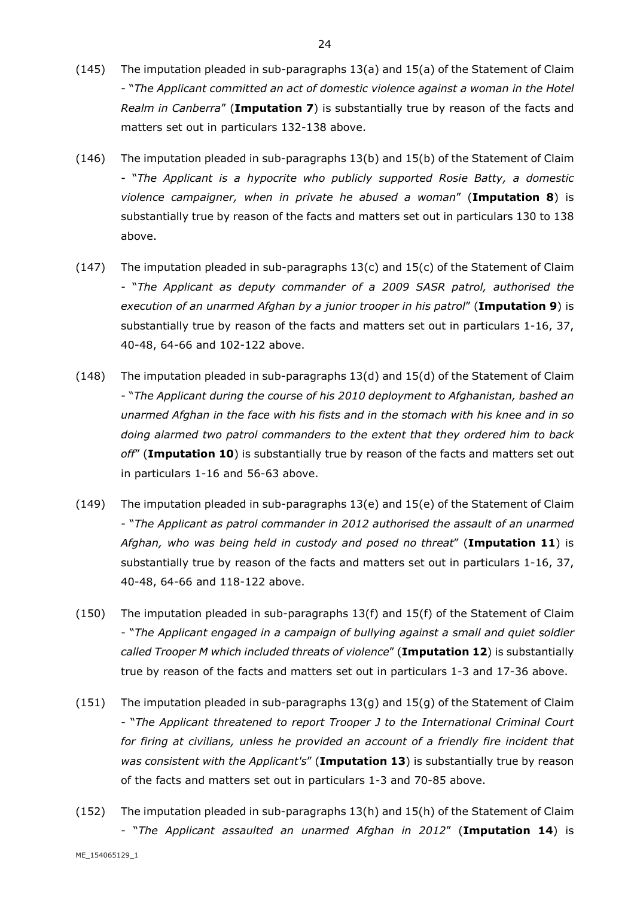(145) The imputation pleaded in sub-paragraphs 13(a) and 15(a) of the Statement of Claim - "*The Applicant committed an act of domestic violence against a woman in the Hotel Realm in Canberra*" (**Imputation 7**) is substantially true by reason of the facts and matters set out in particulars 132-138 above.

(146) The imputation pleaded in sub-paragraphs 13(b) and 15(b) of the Statement of Claim - "*The Applicant is a hypocrite who publicly supported Rosie Batty, a domestic violence campaigner, when in private he abused a woman*" (**Imputation 8**) is substantially true by reason of the facts and matters set out in particulars 130 to 138 above.

(147) The imputation pleaded in sub-paragraphs 13(c) and 15(c) of the Statement of Claim - "*The Applicant as deputy commander of a 2009 SASR patrol, authorised the execution of an unarmed Afghan by a junior trooper in his patrol*" (**Imputation 9**) is substantially true by reason of the facts and matters set out in particulars 1-16, 37, 40-48, 64-66 and 102-122 above.

(148) The imputation pleaded in sub-paragraphs 13(d) and 15(d) of the Statement of Claim - "*The Applicant during the course of his 2010 deployment to Afghanistan, bashed an unarmed Afghan in the face with his fists and in the stomach with his knee and in so doing alarmed two patrol commanders to the extent that they ordered him to back off*" (**Imputation 10**) is substantially true by reason of the facts and matters set out in particulars 1-16 and 56-63 above.

(149) The imputation pleaded in sub-paragraphs 13(e) and 15(e) of the Statement of Claim - "*The Applicant as patrol commander in 2012 authorised the assault of an unarmed Afghan, who was being held in custody and posed no threat*" (**Imputation 11**) is substantially true by reason of the facts and matters set out in particulars 1-16, 37, 40-48, 64-66 and 118-122 above.

(150) The imputation pleaded in sub-paragraphs 13(f) and 15(f) of the Statement of Claim - "*The Applicant engaged in a campaign of bullying against a small and quiet soldier called Trooper M which included threats of violence*" (**Imputation 12**) is substantially true by reason of the facts and matters set out in particulars 1-3 and 17-36 above.

(151) The imputation pleaded in sub-paragraphs 13(g) and 15(g) of the Statement of Claim - "*The Applicant threatened to report Trooper J to the International Criminal Court for firing at civilians, unless he provided an account of a friendly fire incident that was consistent with the Applicant's*" (**Imputation 13**) is substantially true by reason of the facts and matters set out in particulars 1-3 and 70-85 above.

(152) The imputation pleaded in sub-paragraphs 13(h) and 15(h) of the Statement of Claim - "*The Applicant assaulted an unarmed Afghan in 2012*" (**Imputation 14**) is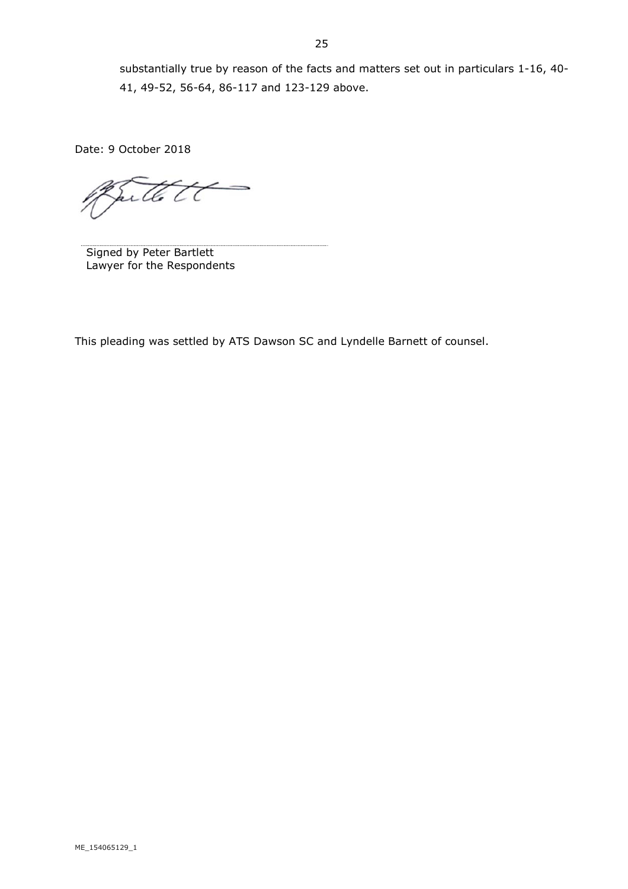substantially true by reason of the facts and matters set out in particulars 1-16, 40-41, 49-52, 56-64, 86-117 and 123-129 above.

Date: 9 October 2018

Signed by Peter Bartlett
Lawyer for the Respondents

This pleading was settled by ATS Dawson SC and Lyndelle Barnett of counsel.

ME_154065129_1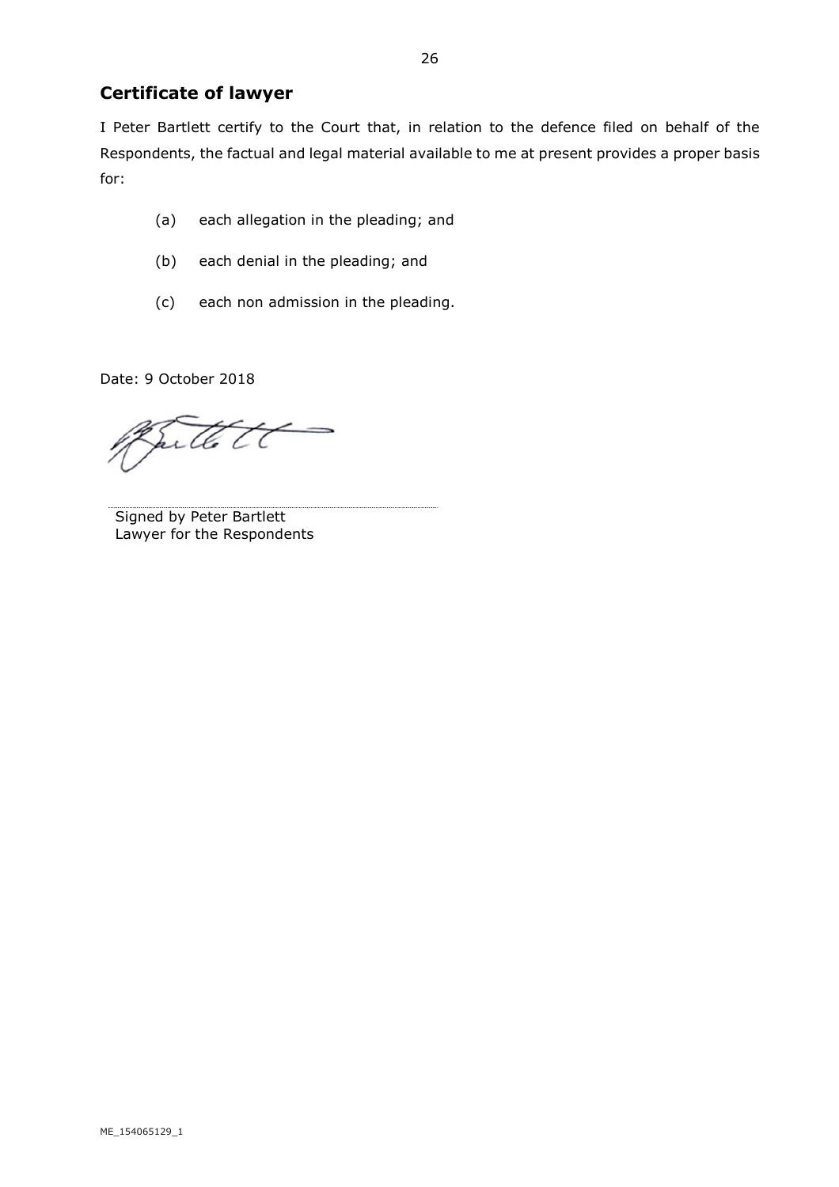## Certificate of lawyer

I Peter Bartlett certify to the Court that, in relation to the defence filed on behalf of the Respondents, the factual and legal material available to me at present provides a proper basis for:

(a) each allegation in the pleading; and

(b) each denial in the pleading; and

(c) each non admission in the pleading.

Date: 9 October 2018

Signed by Peter Bartlett
Lawyer for the Respondents

ME_154065129_1